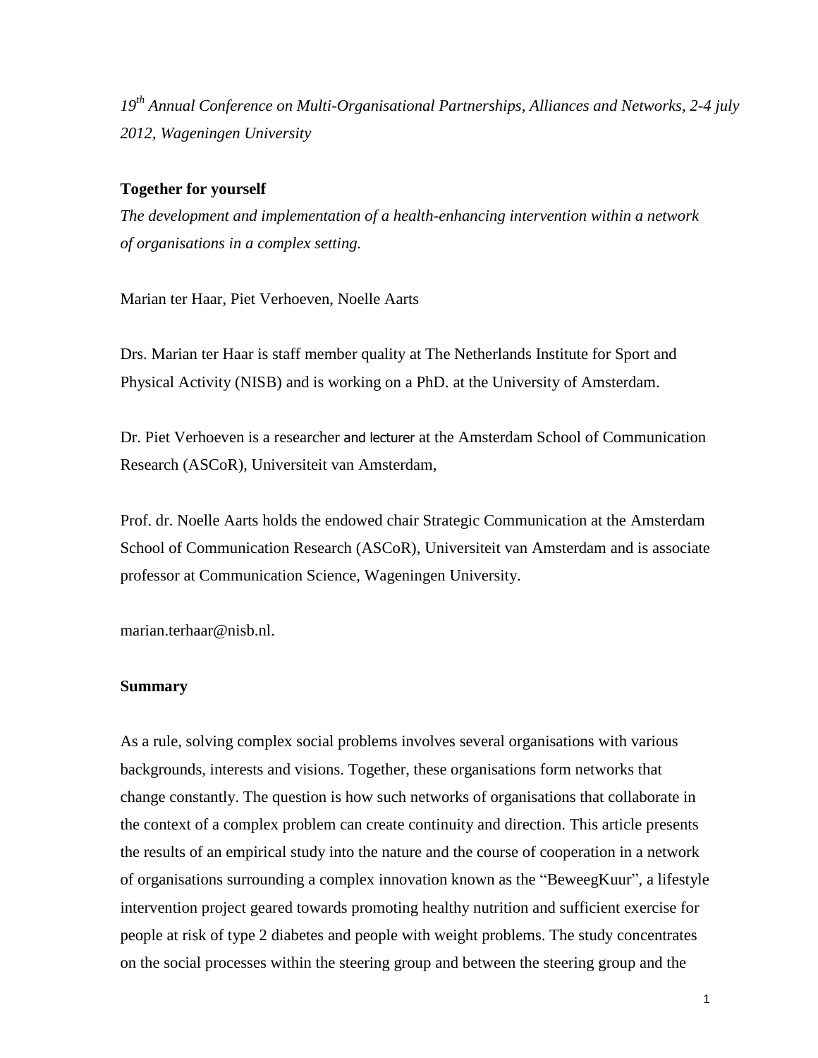*19th Annual Conference on Multi-Organisational Partnerships, Alliances and Networks, 2-4 july 2012, Wageningen University*

**Together for yourself**

*The development and implementation of a health-enhancing intervention within a network of organisations in a complex setting.*

Marian ter Haar, Piet Verhoeven, Noelle Aarts

Drs. Marian ter Haar is staff member quality at The Netherlands Institute for Sport and Physical Activity (NISB) and is working on a PhD. at the University of Amsterdam.

Dr. Piet Verhoeven is a researcher and lecturer at the Amsterdam School of Communication Research (ASCoR), Universiteit van Amsterdam,

Prof. dr. Noelle Aarts holds the endowed chair Strategic Communication at the Amsterdam School of Communication Research (ASCoR), Universiteit van Amsterdam and is associate professor at Communication Science, Wageningen University.

marian.terhaar@nisb.nl.

## Summary

As a rule, solving complex social problems involves several organisations with various backgrounds, interests and visions. Together, these organisations form networks that change constantly. The question is how such networks of organisations that collaborate in the context of a complex problem can create continuity and direction. This article presents the results of an empirical study into the nature and the course of cooperation in a network of organisations surrounding a complex innovation known as the "BeweegKuur", a lifestyle intervention project geared towards promoting healthy nutrition and sufficient exercise for people at risk of type 2 diabetes and people with weight problems. The study concentrates on the social processes within the steering group and between the steering group and the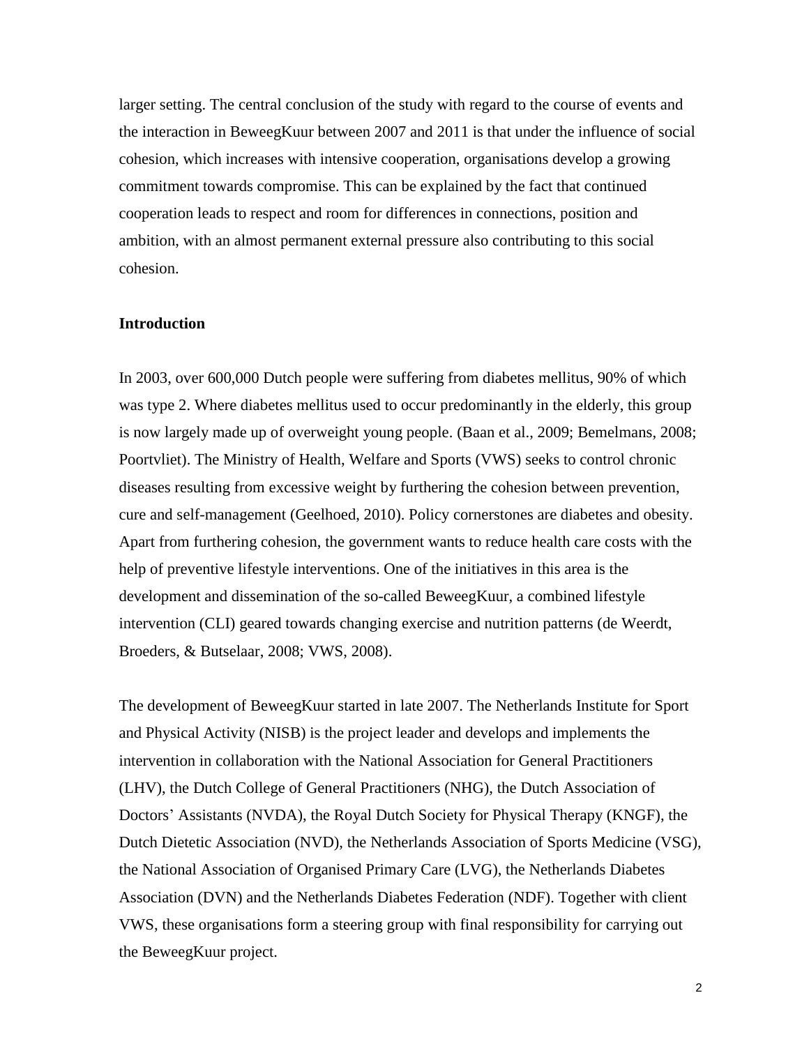larger setting. The central conclusion of the study with regard to the course of events and the interaction in BeweegKuur between 2007 and 2011 is that under the influence of social cohesion, which increases with intensive cooperation, organisations develop a growing commitment towards compromise. This can be explained by the fact that continued cooperation leads to respect and room for differences in connections, position and ambition, with an almost permanent external pressure also contributing to this social cohesion.

## Introduction

In 2003, over 600,000 Dutch people were suffering from diabetes mellitus, 90% of which was type 2. Where diabetes mellitus used to occur predominantly in the elderly, this group is now largely made up of overweight young people. (Baan et al., 2009; Bemelmans, 2008; Poortvliet). The Ministry of Health, Welfare and Sports (VWS) seeks to control chronic diseases resulting from excessive weight by furthering the cohesion between prevention, cure and self-management (Geelhoed, 2010). Policy cornerstones are diabetes and obesity. Apart from furthering cohesion, the government wants to reduce health care costs with the help of preventive lifestyle interventions. One of the initiatives in this area is the development and dissemination of the so-called BeweegKuur, a combined lifestyle intervention (CLI) geared towards changing exercise and nutrition patterns (de Weerdt, Broeders, & Butselaar, 2008; VWS, 2008).

The development of BeweegKuur started in late 2007. The Netherlands Institute for Sport and Physical Activity (NISB) is the project leader and develops and implements the intervention in collaboration with the National Association for General Practitioners (LHV), the Dutch College of General Practitioners (NHG), the Dutch Association of Doctors' Assistants (NVDA), the Royal Dutch Society for Physical Therapy (KNGF), the Dutch Dietetic Association (NVD), the Netherlands Association of Sports Medicine (VSG), the National Association of Organised Primary Care (LVG), the Netherlands Diabetes Association (DVN) and the Netherlands Diabetes Federation (NDF). Together with client VWS, these organisations form a steering group with final responsibility for carrying out the BeweegKuur project.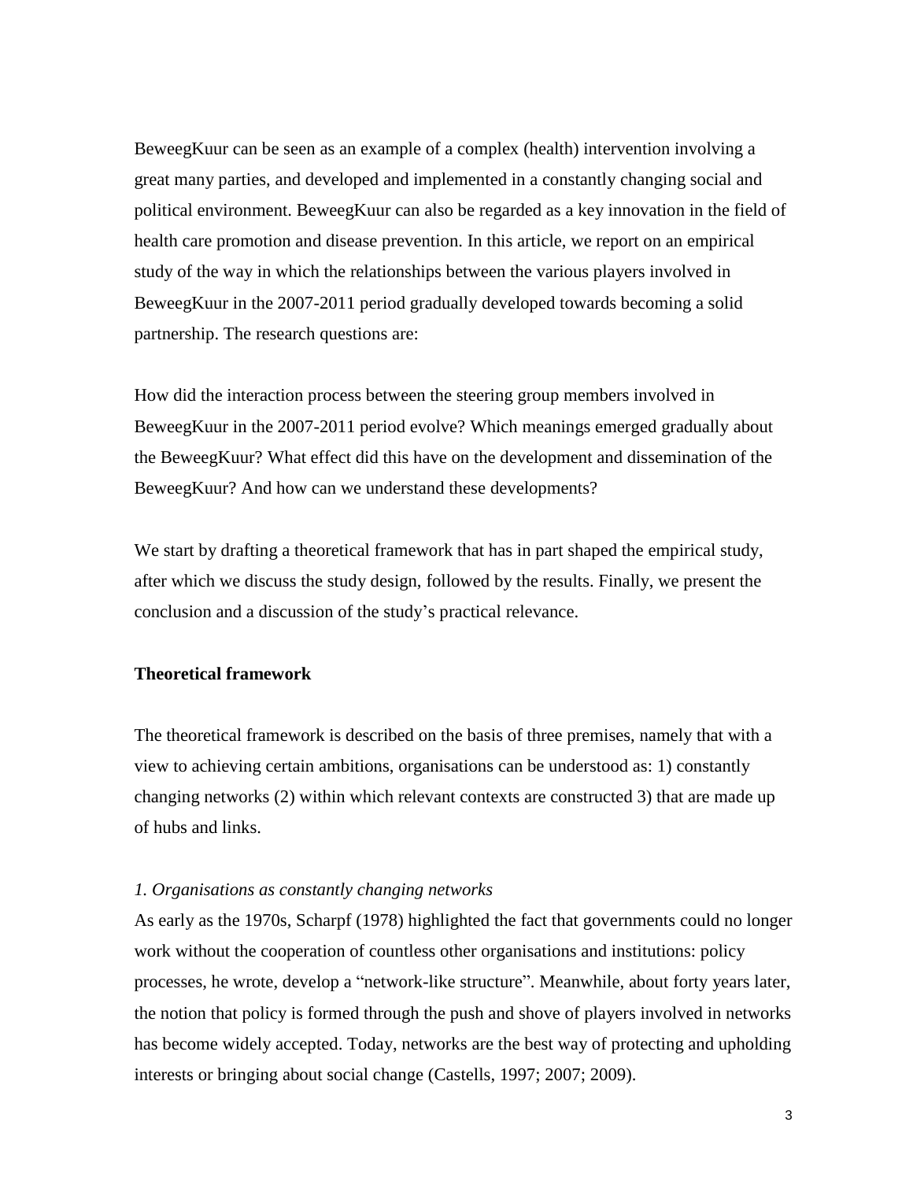BeweegKuur can be seen as an example of a complex (health) intervention involving a great many parties, and developed and implemented in a constantly changing social and political environment. BeweegKuur can also be regarded as a key innovation in the field of health care promotion and disease prevention. In this article, we report on an empirical study of the way in which the relationships between the various players involved in BeweegKuur in the 2007-2011 period gradually developed towards becoming a solid partnership. The research questions are:

How did the interaction process between the steering group members involved in BeweegKuur in the 2007-2011 period evolve? Which meanings emerged gradually about the BeweegKuur? What effect did this have on the development and dissemination of the BeweegKuur? And how can we understand these developments?

We start by drafting a theoretical framework that has in part shaped the empirical study, after which we discuss the study design, followed by the results. Finally, we present the conclusion and a discussion of the study's practical relevance.

## Theoretical framework

The theoretical framework is described on the basis of three premises, namely that with a view to achieving certain ambitions, organisations can be understood as: 1) constantly changing networks (2) within which relevant contexts are constructed 3) that are made up of hubs and links.

### *1. Organisations as constantly changing networks*

As early as the 1970s, Scharpf (1978) highlighted the fact that governments could no longer work without the cooperation of countless other organisations and institutions: policy processes, he wrote, develop a "network-like structure". Meanwhile, about forty years later, the notion that policy is formed through the push and shove of players involved in networks has become widely accepted. Today, networks are the best way of protecting and upholding interests or bringing about social change (Castells, 1997; 2007; 2009).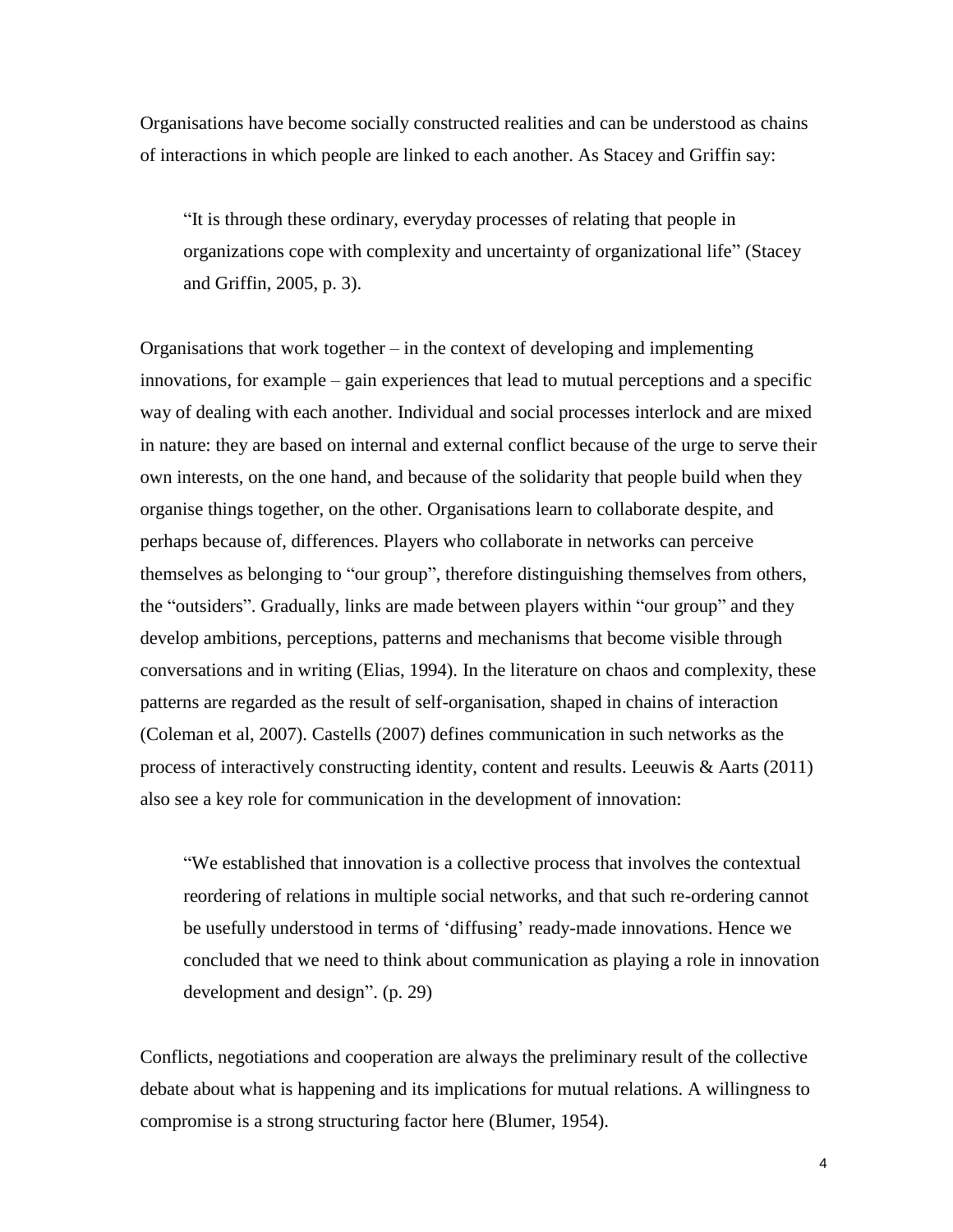Organisations have become socially constructed realities and can be understood as chains of interactions in which people are linked to each another. As Stacey and Griffin say:

> "It is through these ordinary, everyday processes of relating that people in organizations cope with complexity and uncertainty of organizational life" (Stacey and Griffin, 2005, p. 3).

Organisations that work together – in the context of developing and implementing innovations, for example – gain experiences that lead to mutual perceptions and a specific way of dealing with each another. Individual and social processes interlock and are mixed in nature: they are based on internal and external conflict because of the urge to serve their own interests, on the one hand, and because of the solidarity that people build when they organise things together, on the other. Organisations learn to collaborate despite, and perhaps because of, differences. Players who collaborate in networks can perceive themselves as belonging to "our group", therefore distinguishing themselves from others, the "outsiders". Gradually, links are made between players within "our group" and they develop ambitions, perceptions, patterns and mechanisms that become visible through conversations and in writing (Elias, 1994). In the literature on chaos and complexity, these patterns are regarded as the result of self-organisation, shaped in chains of interaction (Coleman et al, 2007). Castells (2007) defines communication in such networks as the process of interactively constructing identity, content and results. Leeuwis & Aarts (2011) also see a key role for communication in the development of innovation:

> "We established that innovation is a collective process that involves the contextual reordering of relations in multiple social networks, and that such re-ordering cannot be usefully understood in terms of 'diffusing' ready-made innovations. Hence we concluded that we need to think about communication as playing a role in innovation development and design". (p. 29)

Conflicts, negotiations and cooperation are always the preliminary result of the collective debate about what is happening and its implications for mutual relations. A willingness to compromise is a strong structuring factor here (Blumer, 1954).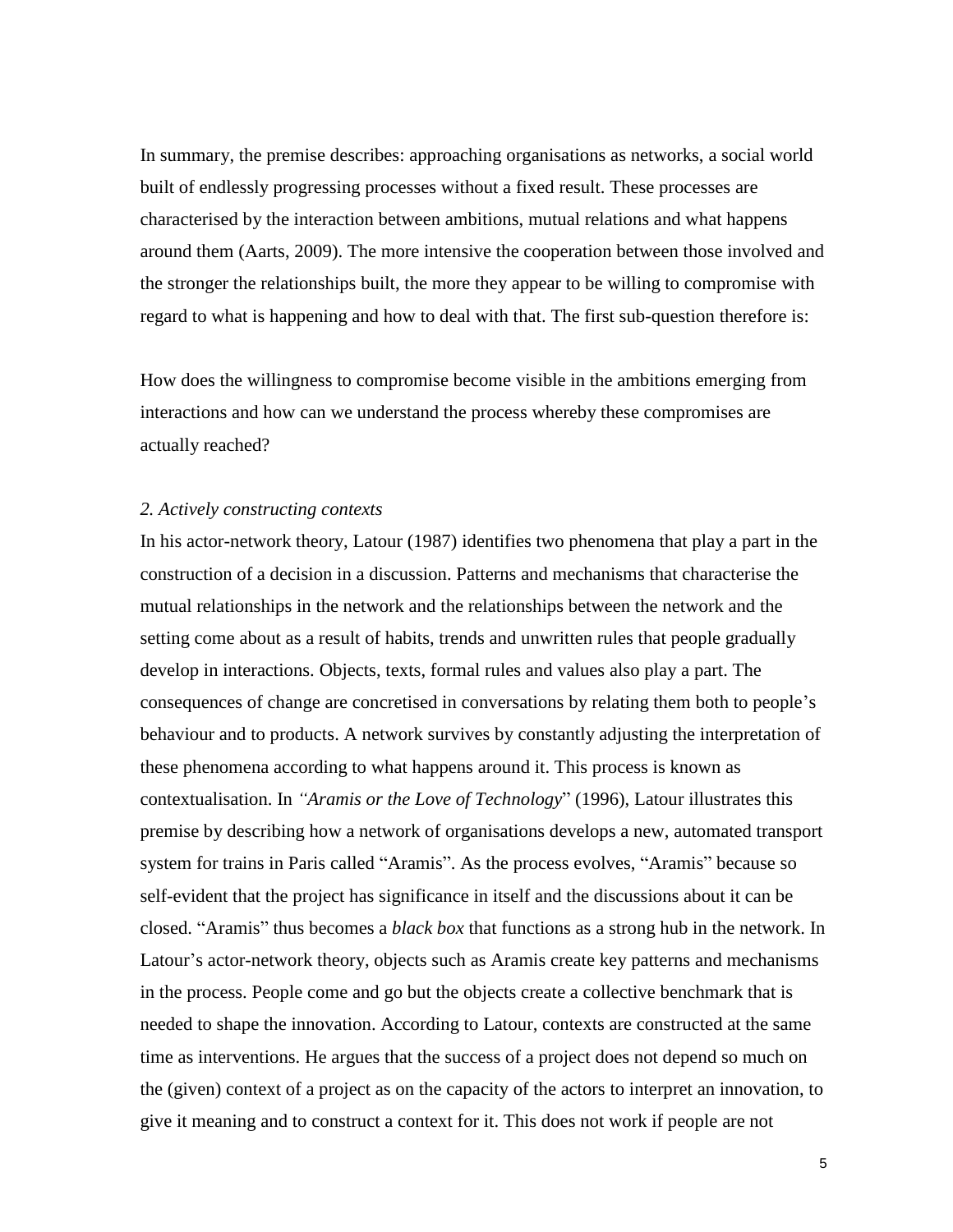In summary, the premise describes: approaching organisations as networks, a social world built of endlessly progressing processes without a fixed result. These processes are characterised by the interaction between ambitions, mutual relations and what happens around them (Aarts, 2009). The more intensive the cooperation between those involved and the stronger the relationships built, the more they appear to be willing to compromise with regard to what is happening and how to deal with that. The first sub-question therefore is:

How does the willingness to compromise become visible in the ambitions emerging from interactions and how can we understand the process whereby these compromises are actually reached?

*2. Actively constructing contexts*

In his actor-network theory, Latour (1987) identifies two phenomena that play a part in the construction of a decision in a discussion. Patterns and mechanisms that characterise the mutual relationships in the network and the relationships between the network and the setting come about as a result of habits, trends and unwritten rules that people gradually develop in interactions. Objects, texts, formal rules and values also play a part. The consequences of change are concretised in conversations by relating them both to people's behaviour and to products. A network survives by constantly adjusting the interpretation of these phenomena according to what happens around it. This process is known as contextualisation. In *"Aramis or the Love of Technology*" (1996), Latour illustrates this premise by describing how a network of organisations develops a new, automated transport system for trains in Paris called "Aramis". As the process evolves, "Aramis" because so self-evident that the project has significance in itself and the discussions about it can be closed. "Aramis" thus becomes a *black box* that functions as a strong hub in the network. In Latour's actor-network theory, objects such as Aramis create key patterns and mechanisms in the process. People come and go but the objects create a collective benchmark that is needed to shape the innovation. According to Latour, contexts are constructed at the same time as interventions. He argues that the success of a project does not depend so much on the (given) context of a project as on the capacity of the actors to interpret an innovation, to give it meaning and to construct a context for it. This does not work if people are not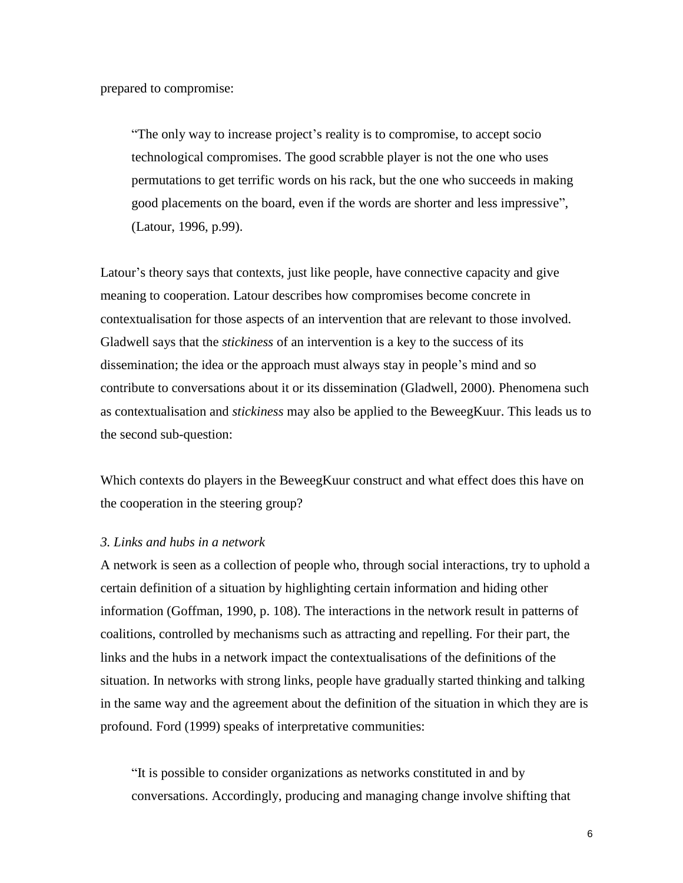prepared to compromise:

> "The only way to increase project's reality is to compromise, to accept socio technological compromises. The good scrabble player is not the one who uses permutations to get terrific words on his rack, but the one who succeeds in making good placements on the board, even if the words are shorter and less impressive", (Latour, 1996, p.99).

Latour's theory says that contexts, just like people, have connective capacity and give meaning to cooperation. Latour describes how compromises become concrete in contextualisation for those aspects of an intervention that are relevant to those involved. Gladwell says that the *stickiness* of an intervention is a key to the success of its dissemination; the idea or the approach must always stay in people's mind and so contribute to conversations about it or its dissemination (Gladwell, 2000). Phenomena such as contextualisation and *stickiness* may also be applied to the BeweegKuur. This leads us to the second sub-question:

Which contexts do players in the BeweegKuur construct and what effect does this have on the cooperation in the steering group?

### *3. Links and hubs in a network*

A network is seen as a collection of people who, through social interactions, try to uphold a certain definition of a situation by highlighting certain information and hiding other information (Goffman, 1990, p. 108). The interactions in the network result in patterns of coalitions, controlled by mechanisms such as attracting and repelling. For their part, the links and the hubs in a network impact the contextualisations of the definitions of the situation. In networks with strong links, people have gradually started thinking and talking in the same way and the agreement about the definition of the situation in which they are is profound. Ford (1999) speaks of interpretative communities:

> "It is possible to consider organizations as networks constituted in and by conversations. Accordingly, producing and managing change involve shifting that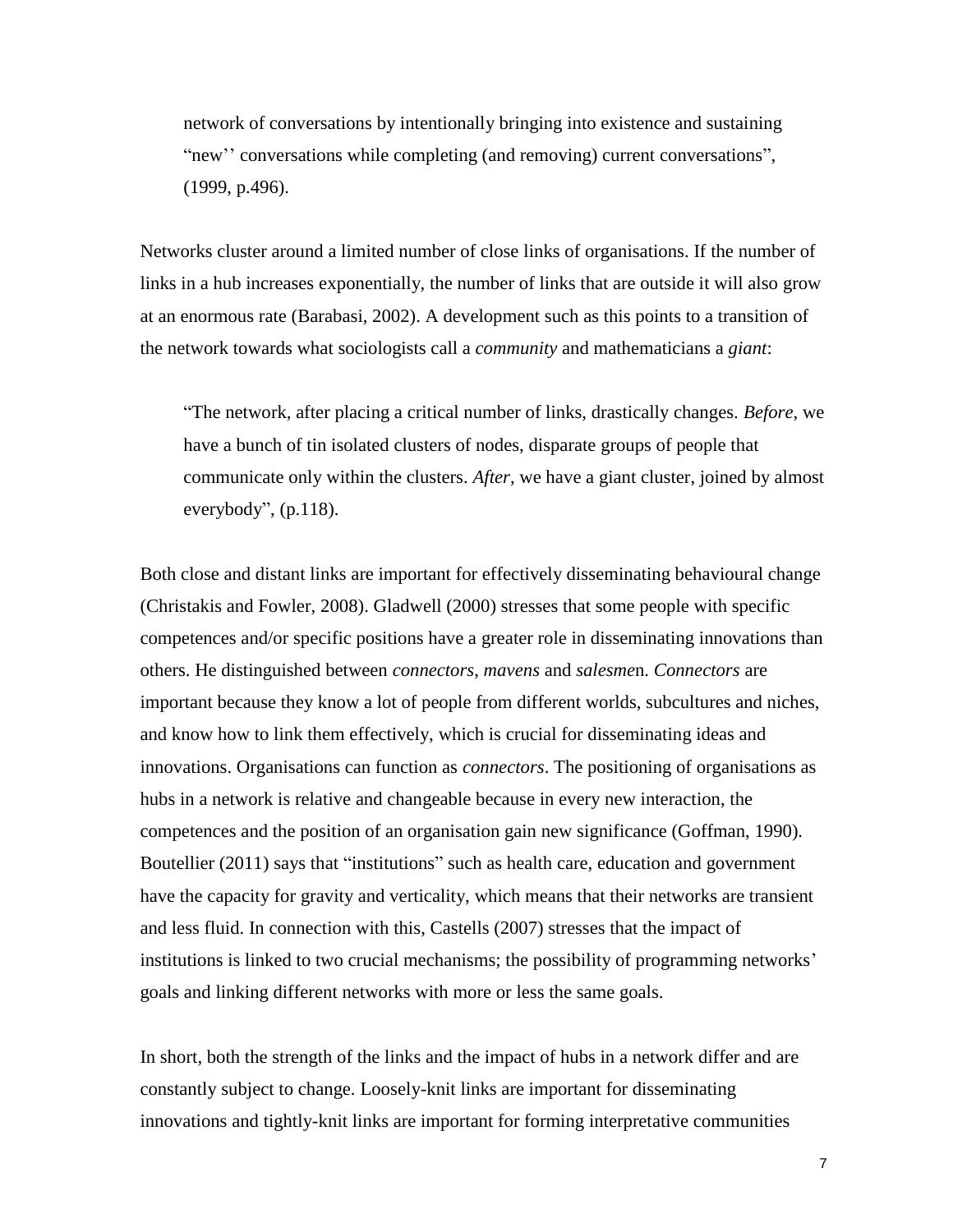network of conversations by intentionally bringing into existence and sustaining "new'' conversations while completing (and removing) current conversations", (1999, p.496).

Networks cluster around a limited number of close links of organisations. If the number of links in a hub increases exponentially, the number of links that are outside it will also grow at an enormous rate (Barabasi, 2002). A development such as this points to a transition of the network towards what sociologists call a *community* and mathematicians a *giant*:

> "The network, after placing a critical number of links, drastically changes. *Before*, we have a bunch of tin isolated clusters of nodes, disparate groups of people that communicate only within the clusters. *After*, we have a giant cluster, joined by almost everybody", (p.118).

Both close and distant links are important for effectively disseminating behavioural change (Christakis and Fowler, 2008). Gladwell (2000) stresses that some people with specific competences and/or specific positions have a greater role in disseminating innovations than others. He distinguished between *connectors*, *mavens* and *salesmen*. *Connectors* are important because they know a lot of people from different worlds, subcultures and niches, and know how to link them effectively, which is crucial for disseminating ideas and innovations. Organisations can function as *connectors*. The positioning of organisations as hubs in a network is relative and changeable because in every new interaction, the competences and the position of an organisation gain new significance (Goffman, 1990). Boutellier (2011) says that "institutions" such as health care, education and government have the capacity for gravity and verticality, which means that their networks are transient and less fluid. In connection with this, Castells (2007) stresses that the impact of institutions is linked to two crucial mechanisms; the possibility of programming networks' goals and linking different networks with more or less the same goals.

In short, both the strength of the links and the impact of hubs in a network differ and are constantly subject to change. Loosely-knit links are important for disseminating innovations and tightly-knit links are important for forming interpretative communities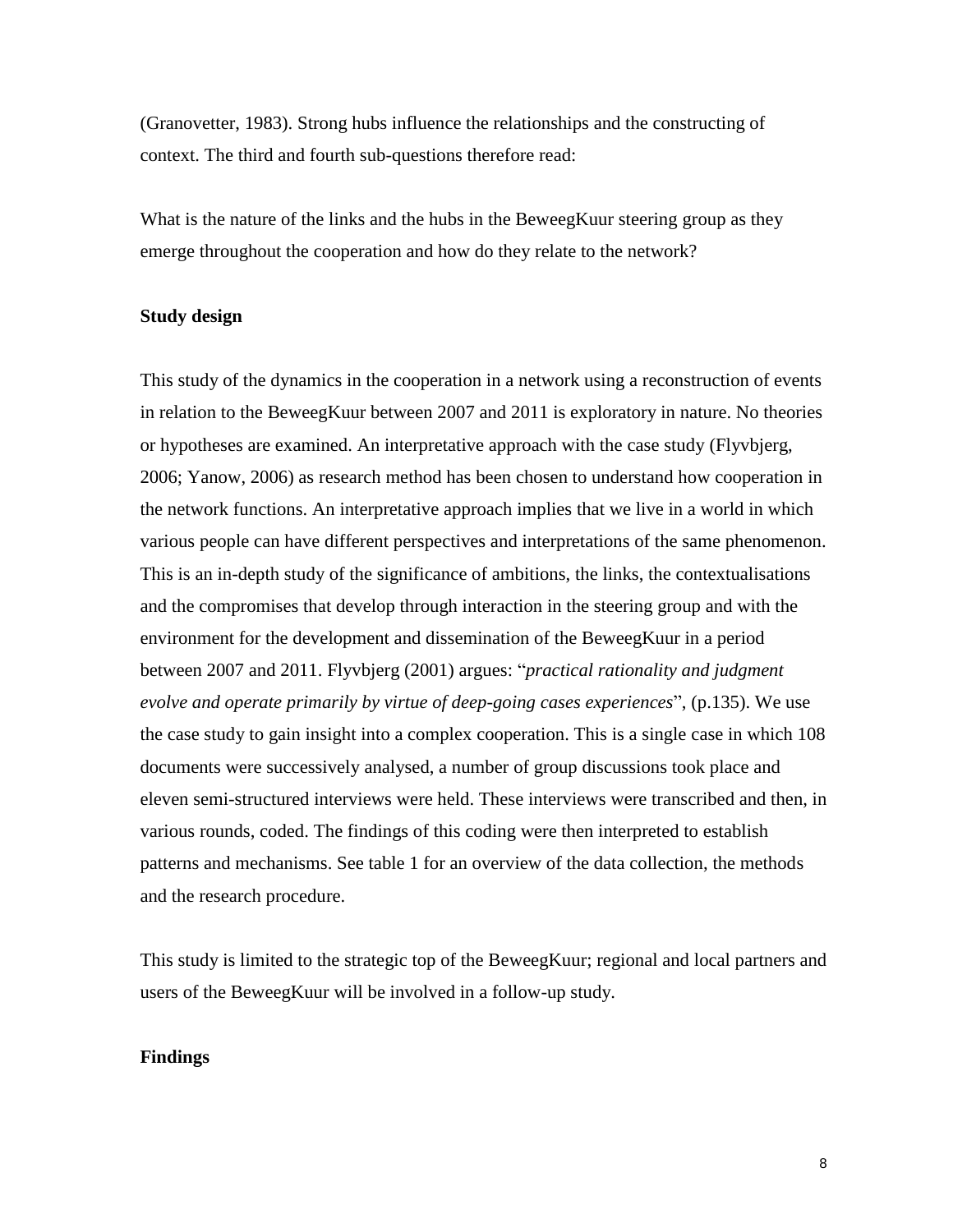(Granovetter, 1983). Strong hubs influence the relationships and the constructing of context. The third and fourth sub-questions therefore read:

What is the nature of the links and the hubs in the BeweegKuur steering group as they emerge throughout the cooperation and how do they relate to the network?

**Study design**

This study of the dynamics in the cooperation in a network using a reconstruction of events in relation to the BeweegKuur between 2007 and 2011 is exploratory in nature. No theories or hypotheses are examined. An interpretative approach with the case study (Flyvbjerg, 2006; Yanow, 2006) as research method has been chosen to understand how cooperation in the network functions. An interpretative approach implies that we live in a world in which various people can have different perspectives and interpretations of the same phenomenon. This is an in-depth study of the significance of ambitions, the links, the contextualisations and the compromises that develop through interaction in the steering group and with the environment for the development and dissemination of the BeweegKuur in a period between 2007 and 2011. Flyvbjerg (2001) argues: "*practical rationality and judgment evolve and operate primarily by virtue of deep-going cases experiences*", (p.135). We use the case study to gain insight into a complex cooperation. This is a single case in which 108 documents were successively analysed, a number of group discussions took place and eleven semi-structured interviews were held. These interviews were transcribed and then, in various rounds, coded. The findings of this coding were then interpreted to establish patterns and mechanisms. See table 1 for an overview of the data collection, the methods and the research procedure.

This study is limited to the strategic top of the BeweegKuur; regional and local partners and users of the BeweegKuur will be involved in a follow-up study.

**Findings**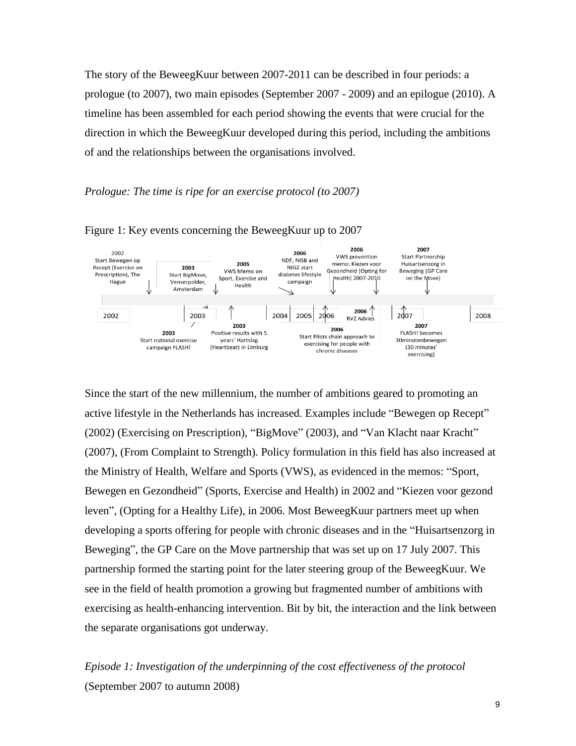The story of the BeweegKuur between 2007-2011 can be described in four periods: a prologue (to 2007), two main episodes (September 2007 - 2009) and an epilogue (2010). A timeline has been assembled for each period showing the events that were crucial for the direction in which the BeweegKuur developed during this period, including the ambitions of and the relationships between the organisations involved.

*Prologue: The time is ripe for an exercise protocol (to 2007)*

Figure 1: Key events concerning the BeweegKuur up to 2007

Since the start of the new millennium, the number of ambitions geared to promoting an active lifestyle in the Netherlands has increased. Examples include "Bewegen op Recept" (2002) (Exercising on Prescription), "BigMove" (2003), and "Van Klacht naar Kracht" (2007), (From Complaint to Strength). Policy formulation in this field has also increased at the Ministry of Health, Welfare and Sports (VWS), as evidenced in the memos: "Sport, Bewegen en Gezondheid" (Sports, Exercise and Health) in 2002 and "Kiezen voor gezond leven", (Opting for a Healthy Life), in 2006. Most BeweegKuur partners meet up when developing a sports offering for people with chronic diseases and in the "Huisartsenzorg in Beweging", the GP Care on the Move partnership that was set up on 17 July 2007. This partnership formed the starting point for the later steering group of the BeweegKuur. We see in the field of health promotion a growing but fragmented number of ambitions with exercising as health-enhancing intervention. Bit by bit, the interaction and the link between the separate organisations got underway.

*Episode 1: Investigation of the underpinning of the cost effectiveness of the protocol* (September 2007 to autumn 2008)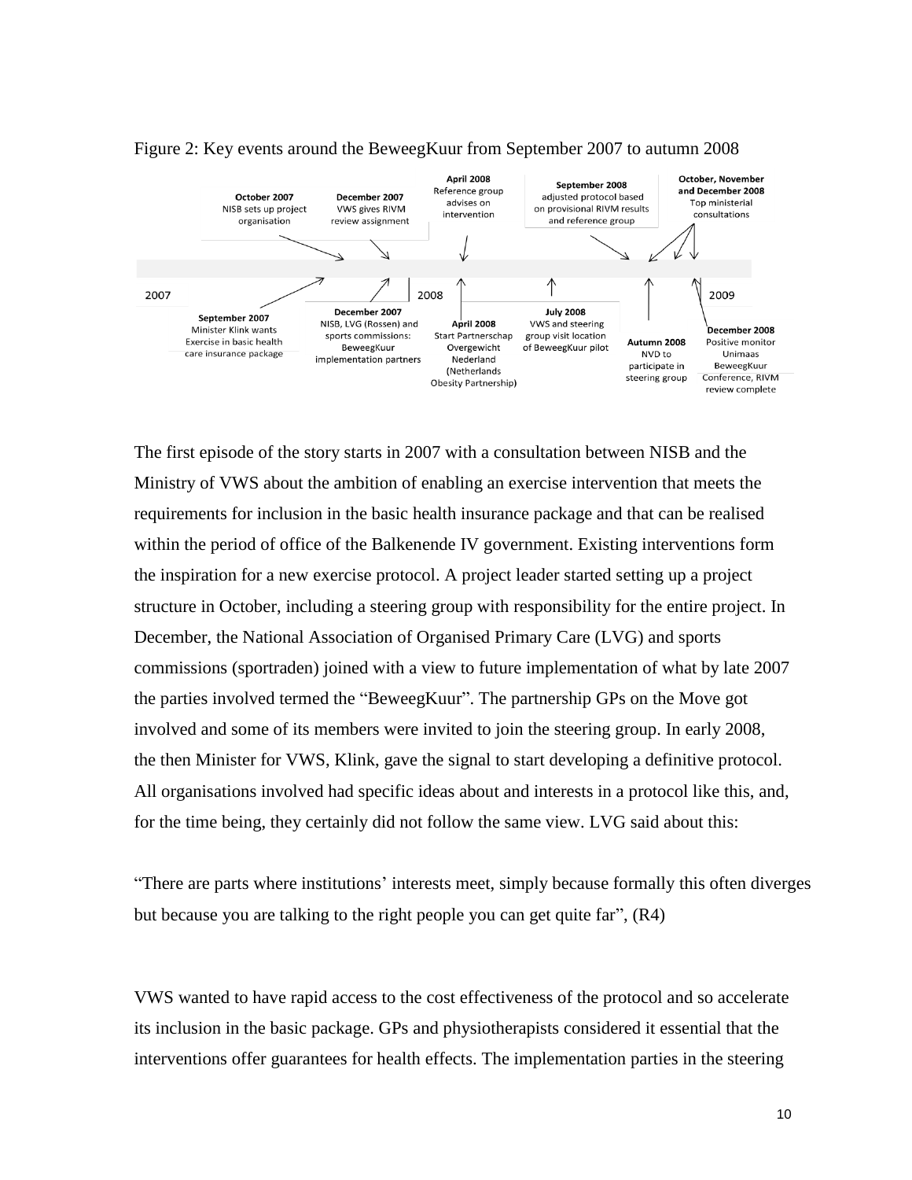Figure 2: Key events around the BeweegKuur from September 2007 to autumn 2008

- **September 2007** Minister Klink wants Exercise in basic health care insurance package
- **October 2007** NISB sets up project organisation
- **December 2007** VWS gives RIVM review assignment
- **December 2007** NISB, LVG (Rossen) and sports commissions: BeweegKuur implementation partners
- **April 2008** Reference group advises on intervention
- **April 2008** Start Partnerschap Overgewicht Nederland (Netherlands Obesity Partnership)
- **July 2008** VWS and steering group visit location of BeweegKuur pilot
- **September 2008** adjusted protocol based on provisional RIVM results and reference group
- **Autumn 2008** NVD to participate in steering group
- **October, November and December 2008** Top ministerial consultations
- **December 2008** Positive monitor Unimaas BeweegKuur Conference, RIVM review complete

The first episode of the story starts in 2007 with a consultation between NISB and the Ministry of VWS about the ambition of enabling an exercise intervention that meets the requirements for inclusion in the basic health insurance package and that can be realised within the period of office of the Balkenende IV government. Existing interventions form the inspiration for a new exercise protocol. A project leader started setting up a project structure in October, including a steering group with responsibility for the entire project. In December, the National Association of Organised Primary Care (LVG) and sports commissions (sportraden) joined with a view to future implementation of what by late 2007 the parties involved termed the "BeweegKuur". The partnership GPs on the Move got involved and some of its members were invited to join the steering group. In early 2008, the then Minister for VWS, Klink, gave the signal to start developing a definitive protocol. All organisations involved had specific ideas about and interests in a protocol like this, and, for the time being, they certainly did not follow the same view. LVG said about this:

"There are parts where institutions' interests meet, simply because formally this often diverges but because you are talking to the right people you can get quite far", (R4)

VWS wanted to have rapid access to the cost effectiveness of the protocol and so accelerate its inclusion in the basic package. GPs and physiotherapists considered it essential that the interventions offer guarantees for health effects. The implementation parties in the steering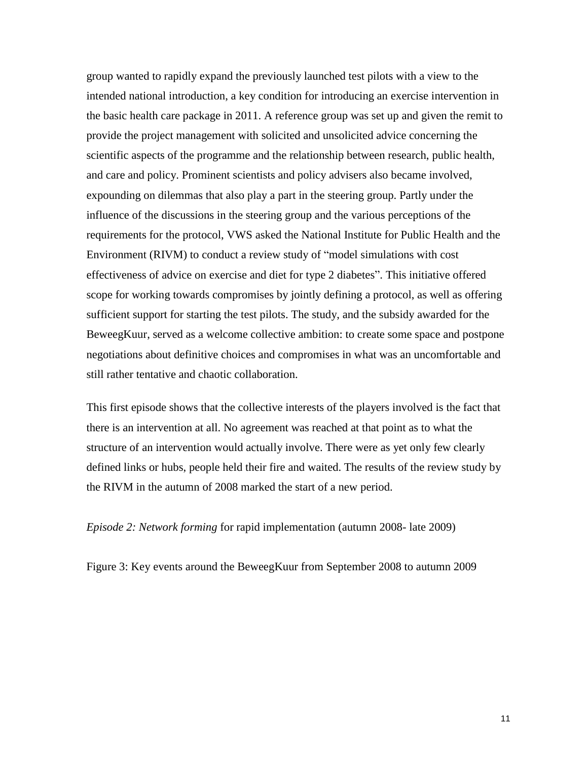group wanted to rapidly expand the previously launched test pilots with a view to the intended national introduction, a key condition for introducing an exercise intervention in the basic health care package in 2011. A reference group was set up and given the remit to provide the project management with solicited and unsolicited advice concerning the scientific aspects of the programme and the relationship between research, public health, and care and policy. Prominent scientists and policy advisers also became involved, expounding on dilemmas that also play a part in the steering group. Partly under the influence of the discussions in the steering group and the various perceptions of the requirements for the protocol, VWS asked the National Institute for Public Health and the Environment (RIVM) to conduct a review study of "model simulations with cost effectiveness of advice on exercise and diet for type 2 diabetes". This initiative offered scope for working towards compromises by jointly defining a protocol, as well as offering sufficient support for starting the test pilots. The study, and the subsidy awarded for the BeweegKuur, served as a welcome collective ambition: to create some space and postpone negotiations about definitive choices and compromises in what was an uncomfortable and still rather tentative and chaotic collaboration.

This first episode shows that the collective interests of the players involved is the fact that there is an intervention at all. No agreement was reached at that point as to what the structure of an intervention would actually involve. There were as yet only few clearly defined links or hubs, people held their fire and waited. The results of the review study by the RIVM in the autumn of 2008 marked the start of a new period.

*Episode 2: Network forming* for rapid implementation (autumn 2008- late 2009)

Figure 3: Key events around the BeweegKuur from September 2008 to autumn 2009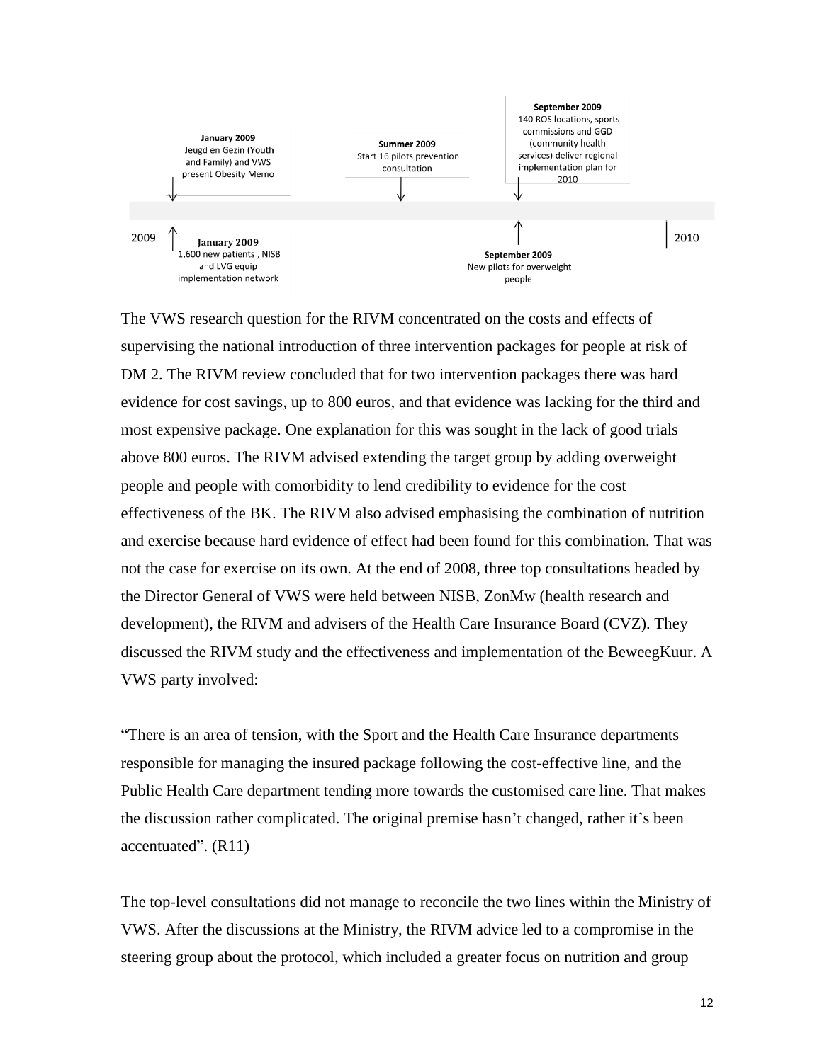January 2009
Jeugd en Gezin (Youth and Family) and VWS present Obesity Memo

Summer 2009
Start 16 pilots prevention consultation

September 2009
140 ROS locations, sports commissions and GGD (community health services) deliver regional implementation plan for 2010

2009

January 2009
1,600 new patients, NISB and LVG equip implementation network

September 2009
New pilots for overweight people

2010

The VWS research question for the RIVM concentrated on the costs and effects of supervising the national introduction of three intervention packages for people at risk of DM 2. The RIVM review concluded that for two intervention packages there was hard evidence for cost savings, up to 800 euros, and that evidence was lacking for the third and most expensive package. One explanation for this was sought in the lack of good trials above 800 euros. The RIVM advised extending the target group by adding overweight people and people with comorbidity to lend credibility to evidence for the cost effectiveness of the BK. The RIVM also advised emphasising the combination of nutrition and exercise because hard evidence of effect had been found for this combination. That was not the case for exercise on its own. At the end of 2008, three top consultations headed by the Director General of VWS were held between NISB, ZonMw (health research and development), the RIVM and advisers of the Health Care Insurance Board (CVZ). They discussed the RIVM study and the effectiveness and implementation of the BeweegKuur. A VWS party involved:

"There is an area of tension, with the Sport and the Health Care Insurance departments responsible for managing the insured package following the cost-effective line, and the Public Health Care department tending more towards the customised care line. That makes the discussion rather complicated. The original premise hasn't changed, rather it's been accentuated". (R11)

The top-level consultations did not manage to reconcile the two lines within the Ministry of VWS. After the discussions at the Ministry, the RIVM advice led to a compromise in the steering group about the protocol, which included a greater focus on nutrition and group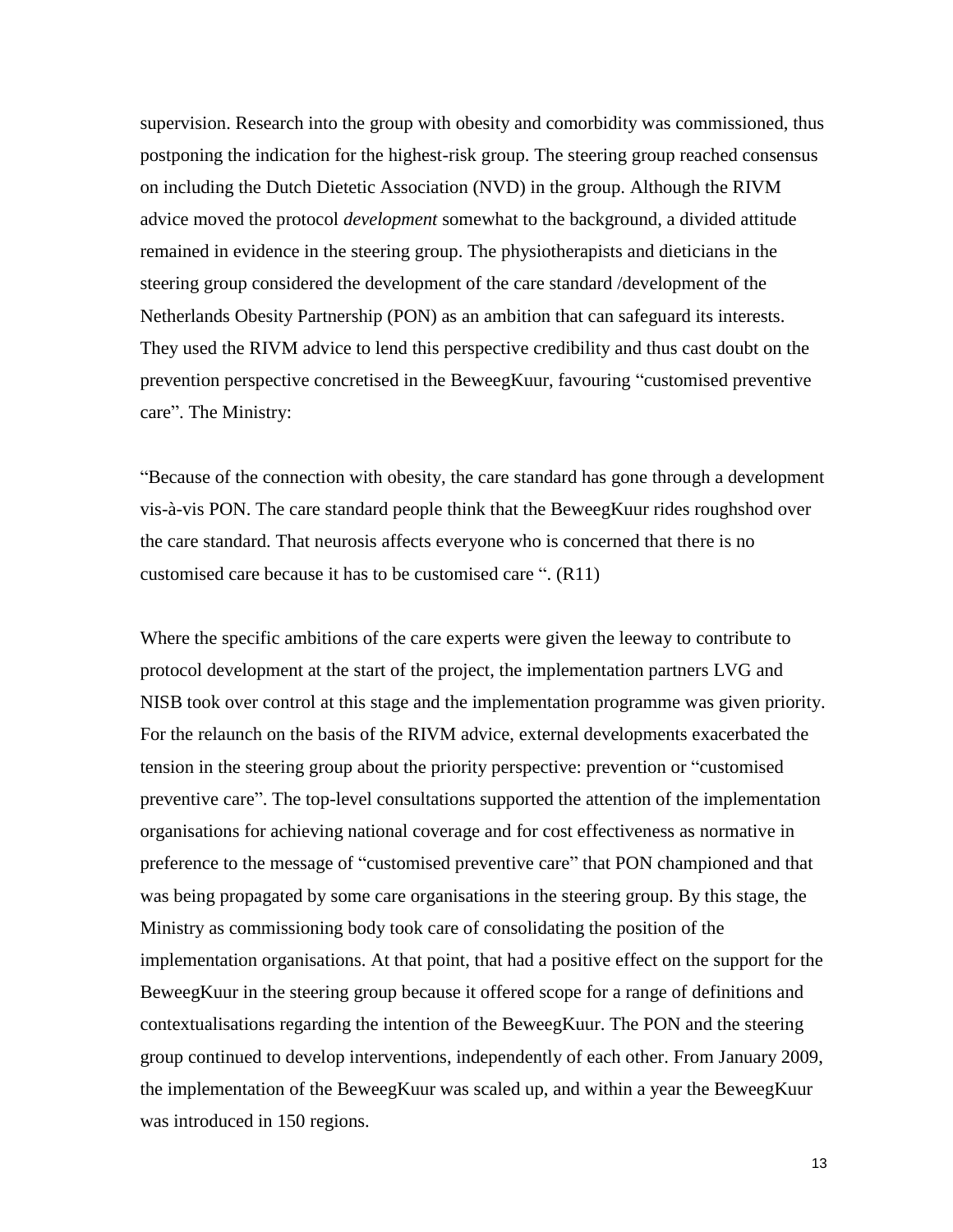supervision. Research into the group with obesity and comorbidity was commissioned, thus postponing the indication for the highest-risk group. The steering group reached consensus on including the Dutch Dietetic Association (NVD) in the group. Although the RIVM advice moved the protocol *development* somewhat to the background, a divided attitude remained in evidence in the steering group. The physiotherapists and dieticians in the steering group considered the development of the care standard /development of the Netherlands Obesity Partnership (PON) as an ambition that can safeguard its interests. They used the RIVM advice to lend this perspective credibility and thus cast doubt on the prevention perspective concretised in the BeweegKuur, favouring "customised preventive care". The Ministry:

"Because of the connection with obesity, the care standard has gone through a development vis-à-vis PON. The care standard people think that the BeweegKuur rides roughshod over the care standard. That neurosis affects everyone who is concerned that there is no customised care because it has to be customised care ". (R11)

Where the specific ambitions of the care experts were given the leeway to contribute to protocol development at the start of the project, the implementation partners LVG and NISB took over control at this stage and the implementation programme was given priority. For the relaunch on the basis of the RIVM advice, external developments exacerbated the tension in the steering group about the priority perspective: prevention or "customised preventive care". The top-level consultations supported the attention of the implementation organisations for achieving national coverage and for cost effectiveness as normative in preference to the message of "customised preventive care" that PON championed and that was being propagated by some care organisations in the steering group. By this stage, the Ministry as commissioning body took care of consolidating the position of the implementation organisations. At that point, that had a positive effect on the support for the BeweegKuur in the steering group because it offered scope for a range of definitions and contextualisations regarding the intention of the BeweegKuur. The PON and the steering group continued to develop interventions, independently of each other. From January 2009, the implementation of the BeweegKuur was scaled up, and within a year the BeweegKuur was introduced in 150 regions.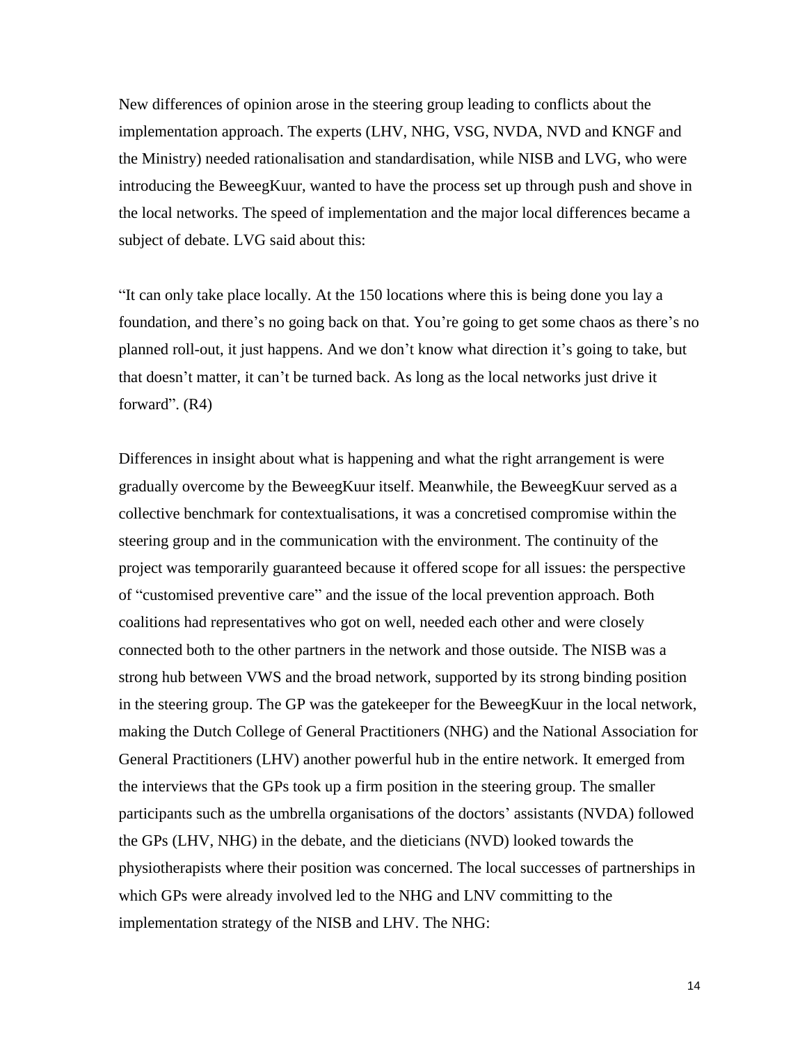New differences of opinion arose in the steering group leading to conflicts about the implementation approach. The experts (LHV, NHG, VSG, NVDA, NVD and KNGF and the Ministry) needed rationalisation and standardisation, while NISB and LVG, who were introducing the BeweegKuur, wanted to have the process set up through push and shove in the local networks. The speed of implementation and the major local differences became a subject of debate. LVG said about this:

"It can only take place locally. At the 150 locations where this is being done you lay a foundation, and there's no going back on that. You're going to get some chaos as there's no planned roll-out, it just happens. And we don't know what direction it's going to take, but that doesn't matter, it can't be turned back. As long as the local networks just drive it forward". (R4)

Differences in insight about what is happening and what the right arrangement is were gradually overcome by the BeweegKuur itself. Meanwhile, the BeweegKuur served as a collective benchmark for contextualisations, it was a concretised compromise within the steering group and in the communication with the environment. The continuity of the project was temporarily guaranteed because it offered scope for all issues: the perspective of "customised preventive care" and the issue of the local prevention approach. Both coalitions had representatives who got on well, needed each other and were closely connected both to the other partners in the network and those outside. The NISB was a strong hub between VWS and the broad network, supported by its strong binding position in the steering group. The GP was the gatekeeper for the BeweegKuur in the local network, making the Dutch College of General Practitioners (NHG) and the National Association for General Practitioners (LHV) another powerful hub in the entire network. It emerged from the interviews that the GPs took up a firm position in the steering group. The smaller participants such as the umbrella organisations of the doctors' assistants (NVDA) followed the GPs (LHV, NHG) in the debate, and the dieticians (NVD) looked towards the physiotherapists where their position was concerned. The local successes of partnerships in which GPs were already involved led to the NHG and LNV committing to the implementation strategy of the NISB and LHV. The NHG: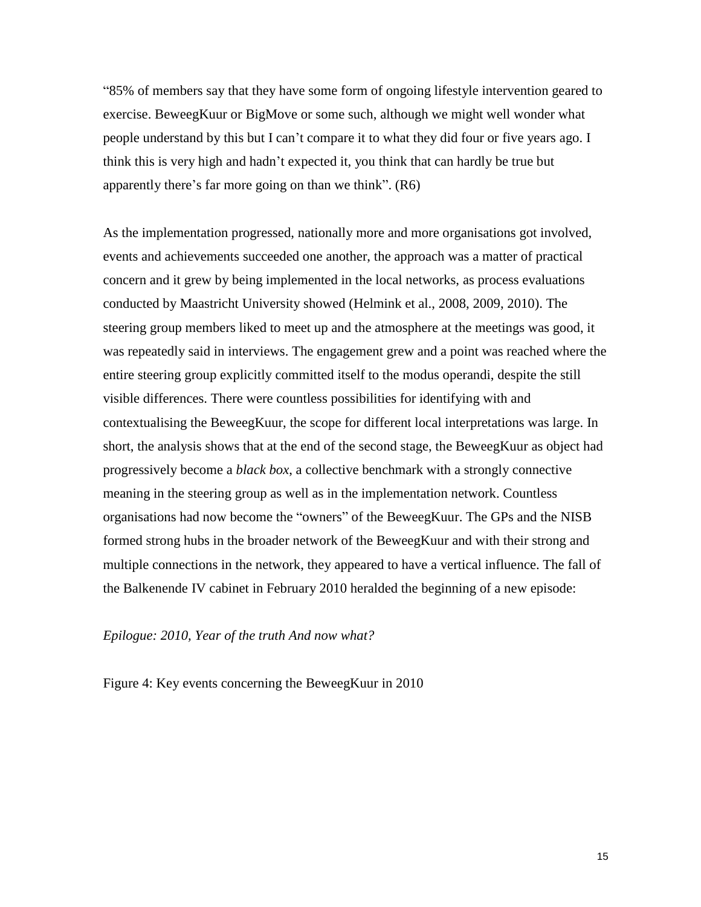"85% of members say that they have some form of ongoing lifestyle intervention geared to exercise. BeweegKuur or BigMove or some such, although we might well wonder what people understand by this but I can't compare it to what they did four or five years ago. I think this is very high and hadn't expected it, you think that can hardly be true but apparently there's far more going on than we think". (R6)

As the implementation progressed, nationally more and more organisations got involved, events and achievements succeeded one another, the approach was a matter of practical concern and it grew by being implemented in the local networks, as process evaluations conducted by Maastricht University showed (Helmink et al., 2008, 2009, 2010). The steering group members liked to meet up and the atmosphere at the meetings was good, it was repeatedly said in interviews. The engagement grew and a point was reached where the entire steering group explicitly committed itself to the modus operandi, despite the still visible differences. There were countless possibilities for identifying with and contextualising the BeweegKuur, the scope for different local interpretations was large. In short, the analysis shows that at the end of the second stage, the BeweegKuur as object had progressively become a *black box*, a collective benchmark with a strongly connective meaning in the steering group as well as in the implementation network. Countless organisations had now become the "owners" of the BeweegKuur. The GPs and the NISB formed strong hubs in the broader network of the BeweegKuur and with their strong and multiple connections in the network, they appeared to have a vertical influence. The fall of the Balkenende IV cabinet in February 2010 heralded the beginning of a new episode:

*Epilogue: 2010, Year of the truth And now what?*

Figure 4: Key events concerning the BeweegKuur in 2010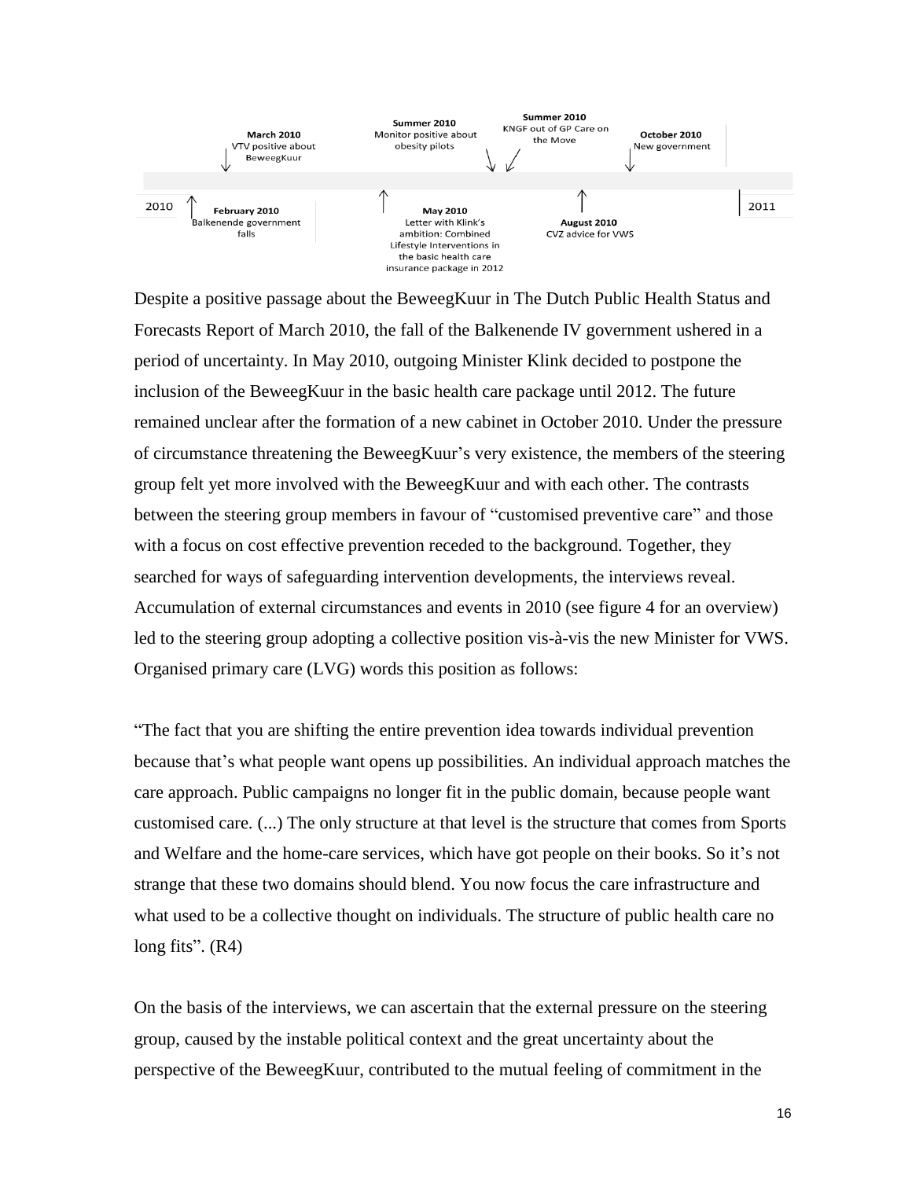March 2010
VTV positive about BeweegKuur

Summer 2010
Monitor positive about obesity pilots

Summer 2010
KNGF out of GP Care on the Move

October 2010
New government

2010

February 2010
Balkenende government falls

May 2010
Letter with Klink's ambition: Combined Lifestyle Interventions in the basic health care insurance package in 2012

August 2010
CVZ advice for VWS

2011

Despite a positive passage about the BeweegKuur in The Dutch Public Health Status and Forecasts Report of March 2010, the fall of the Balkenende IV government ushered in a period of uncertainty. In May 2010, outgoing Minister Klink decided to postpone the inclusion of the BeweegKuur in the basic health care package until 2012. The future remained unclear after the formation of a new cabinet in October 2010. Under the pressure of circumstance threatening the BeweegKuur's very existence, the members of the steering group felt yet more involved with the BeweegKuur and with each other. The contrasts between the steering group members in favour of "customised preventive care" and those with a focus on cost effective prevention receded to the background. Together, they searched for ways of safeguarding intervention developments, the interviews reveal. Accumulation of external circumstances and events in 2010 (see figure 4 for an overview) led to the steering group adopting a collective position vis-à-vis the new Minister for VWS. Organised primary care (LVG) words this position as follows:

"The fact that you are shifting the entire prevention idea towards individual prevention because that's what people want opens up possibilities. An individual approach matches the care approach. Public campaigns no longer fit in the public domain, because people want customised care. (...) The only structure at that level is the structure that comes from Sports and Welfare and the home-care services, which have got people on their books. So it's not strange that these two domains should blend. You now focus the care infrastructure and what used to be a collective thought on individuals. The structure of public health care no long fits". (R4)

On the basis of the interviews, we can ascertain that the external pressure on the steering group, caused by the instable political context and the great uncertainty about the perspective of the BeweegKuur, contributed to the mutual feeling of commitment in the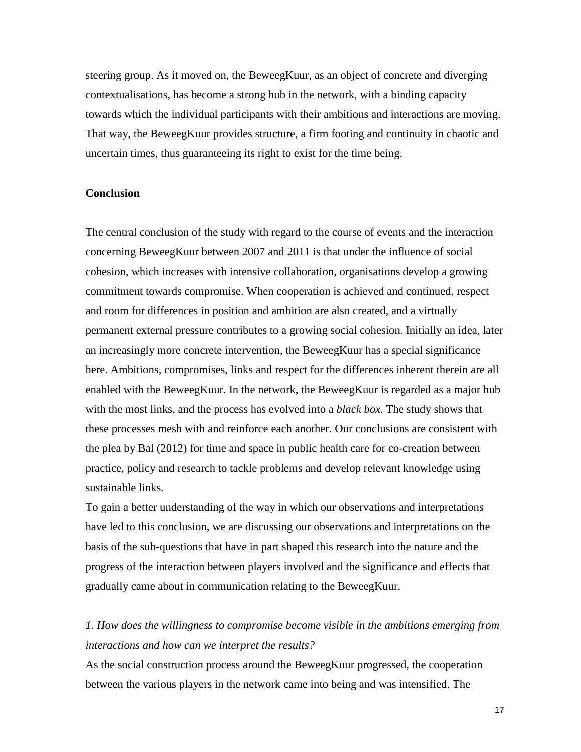steering group. As it moved on, the BeweegKuur, as an object of concrete and diverging contextualisations, has become a strong hub in the network, with a binding capacity towards which the individual participants with their ambitions and interactions are moving. That way, the BeweegKuur provides structure, a firm footing and continuity in chaotic and uncertain times, thus guaranteeing its right to exist for the time being.

## Conclusion

The central conclusion of the study with regard to the course of events and the interaction concerning BeweegKuur between 2007 and 2011 is that under the influence of social cohesion, which increases with intensive collaboration, organisations develop a growing commitment towards compromise. When cooperation is achieved and continued, respect and room for differences in position and ambition are also created, and a virtually permanent external pressure contributes to a growing social cohesion. Initially an idea, later an increasingly more concrete intervention, the BeweegKuur has a special significance here. Ambitions, compromises, links and respect for the differences inherent therein are all enabled with the BeweegKuur. In the network, the BeweegKuur is regarded as a major hub with the most links, and the process has evolved into a *black box*. The study shows that these processes mesh with and reinforce each another. Our conclusions are consistent with the plea by Bal (2012) for time and space in public health care for co-creation between practice, policy and research to tackle problems and develop relevant knowledge using sustainable links.

To gain a better understanding of the way in which our observations and interpretations have led to this conclusion, we are discussing our observations and interpretations on the basis of the sub-questions that have in part shaped this research into the nature and the progress of the interaction between players involved and the significance and effects that gradually came about in communication relating to the BeweegKuur.

*1. How does the willingness to compromise become visible in the ambitions emerging from interactions and how can we interpret the results?*

As the social construction process around the BeweegKuur progressed, the cooperation between the various players in the network came into being and was intensified. The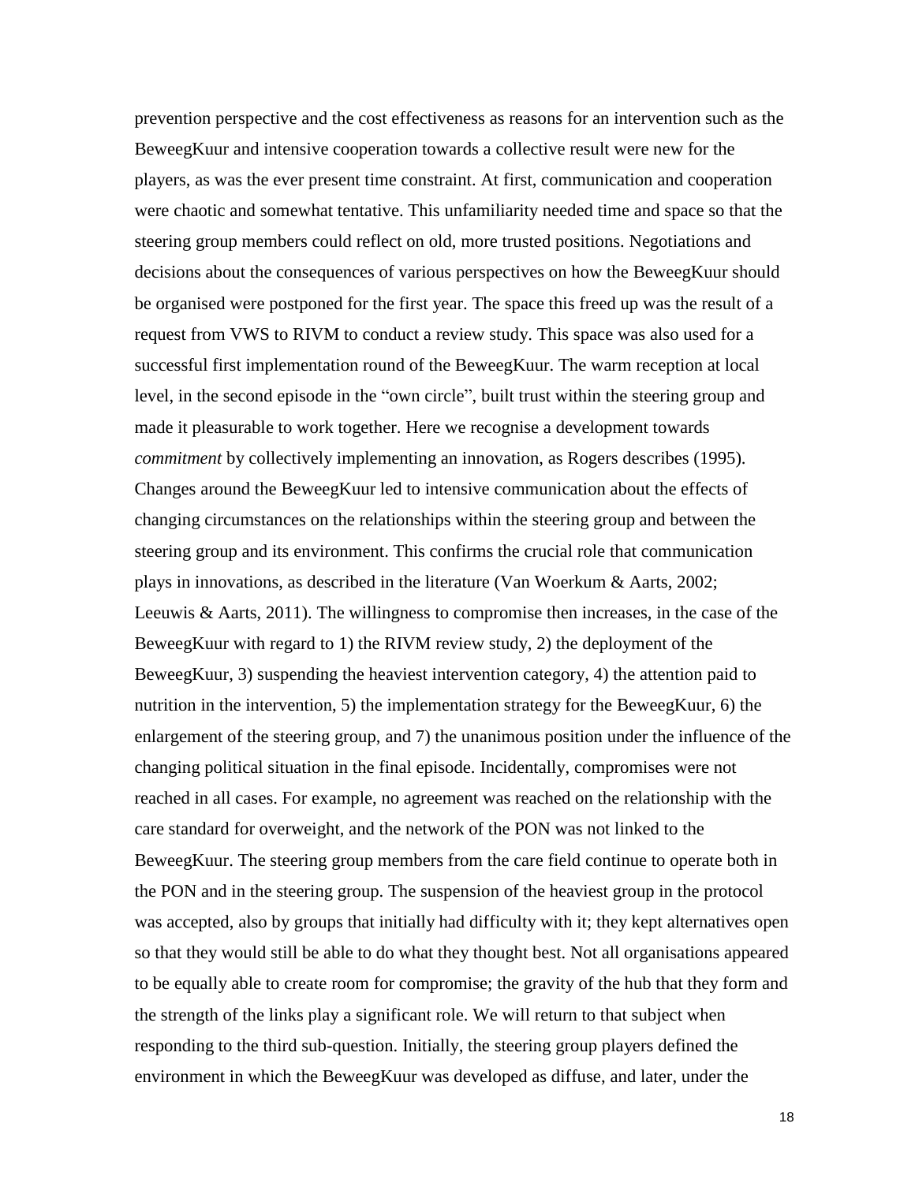prevention perspective and the cost effectiveness as reasons for an intervention such as the BeweegKuur and intensive cooperation towards a collective result were new for the players, as was the ever present time constraint. At first, communication and cooperation were chaotic and somewhat tentative. This unfamiliarity needed time and space so that the steering group members could reflect on old, more trusted positions. Negotiations and decisions about the consequences of various perspectives on how the BeweegKuur should be organised were postponed for the first year. The space this freed up was the result of a request from VWS to RIVM to conduct a review study. This space was also used for a successful first implementation round of the BeweegKuur. The warm reception at local level, in the second episode in the "own circle", built trust within the steering group and made it pleasurable to work together. Here we recognise a development towards *commitment* by collectively implementing an innovation, as Rogers describes (1995). Changes around the BeweegKuur led to intensive communication about the effects of changing circumstances on the relationships within the steering group and between the steering group and its environment. This confirms the crucial role that communication plays in innovations, as described in the literature (Van Woerkum & Aarts, 2002; Leeuwis & Aarts, 2011). The willingness to compromise then increases, in the case of the BeweegKuur with regard to 1) the RIVM review study, 2) the deployment of the BeweegKuur, 3) suspending the heaviest intervention category, 4) the attention paid to nutrition in the intervention, 5) the implementation strategy for the BeweegKuur, 6) the enlargement of the steering group, and 7) the unanimous position under the influence of the changing political situation in the final episode. Incidentally, compromises were not reached in all cases. For example, no agreement was reached on the relationship with the care standard for overweight, and the network of the PON was not linked to the BeweegKuur. The steering group members from the care field continue to operate both in the PON and in the steering group. The suspension of the heaviest group in the protocol was accepted, also by groups that initially had difficulty with it; they kept alternatives open so that they would still be able to do what they thought best. Not all organisations appeared to be equally able to create room for compromise; the gravity of the hub that they form and the strength of the links play a significant role. We will return to that subject when responding to the third sub-question. Initially, the steering group players defined the environment in which the BeweegKuur was developed as diffuse, and later, under the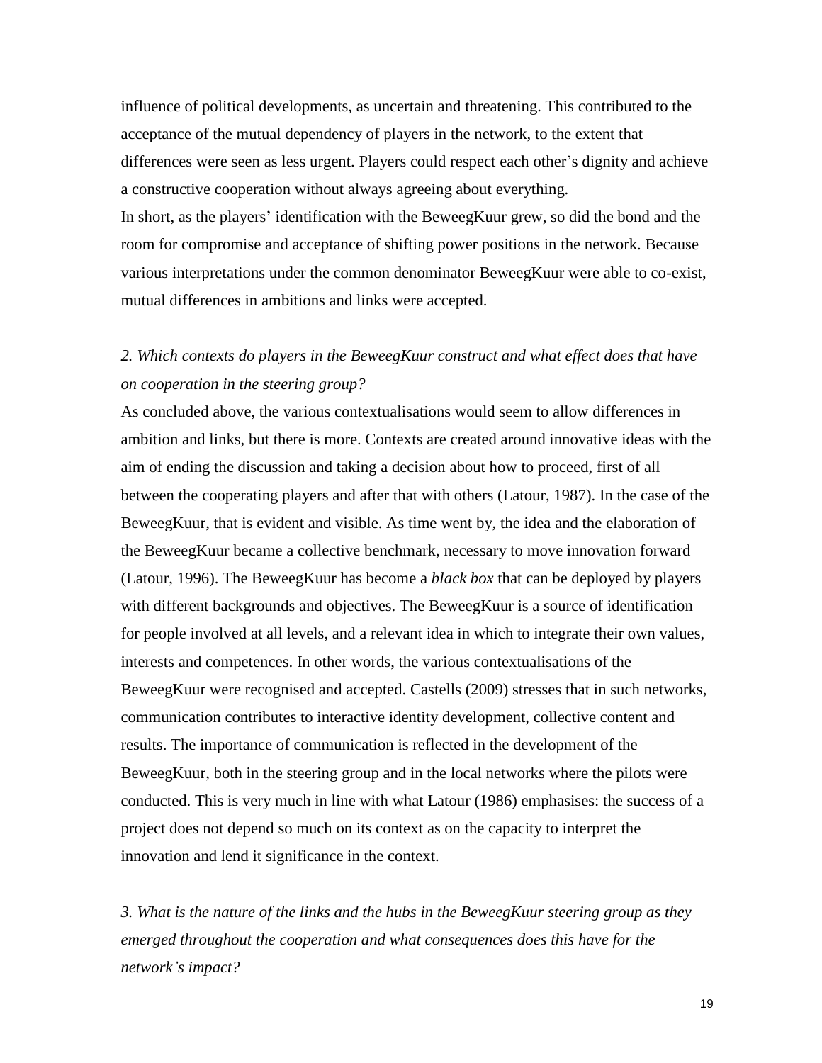influence of political developments, as uncertain and threatening. This contributed to the acceptance of the mutual dependency of players in the network, to the extent that differences were seen as less urgent. Players could respect each other's dignity and achieve a constructive cooperation without always agreeing about everything.

In short, as the players' identification with the BeweegKuur grew, so did the bond and the room for compromise and acceptance of shifting power positions in the network. Because various interpretations under the common denominator BeweegKuur were able to co-exist, mutual differences in ambitions and links were accepted.

*2. Which contexts do players in the BeweegKuur construct and what effect does that have on cooperation in the steering group?*

As concluded above, the various contextualisations would seem to allow differences in ambition and links, but there is more. Contexts are created around innovative ideas with the aim of ending the discussion and taking a decision about how to proceed, first of all between the cooperating players and after that with others (Latour, 1987). In the case of the BeweegKuur, that is evident and visible. As time went by, the idea and the elaboration of the BeweegKuur became a collective benchmark, necessary to move innovation forward (Latour, 1996). The BeweegKuur has become a *black box* that can be deployed by players with different backgrounds and objectives. The BeweegKuur is a source of identification for people involved at all levels, and a relevant idea in which to integrate their own values, interests and competences. In other words, the various contextualisations of the BeweegKuur were recognised and accepted. Castells (2009) stresses that in such networks, communication contributes to interactive identity development, collective content and results. The importance of communication is reflected in the development of the BeweegKuur, both in the steering group and in the local networks where the pilots were conducted. This is very much in line with what Latour (1986) emphasises: the success of a project does not depend so much on its context as on the capacity to interpret the innovation and lend it significance in the context.

*3. What is the nature of the links and the hubs in the BeweegKuur steering group as they emerged throughout the cooperation and what consequences does this have for the network's impact?*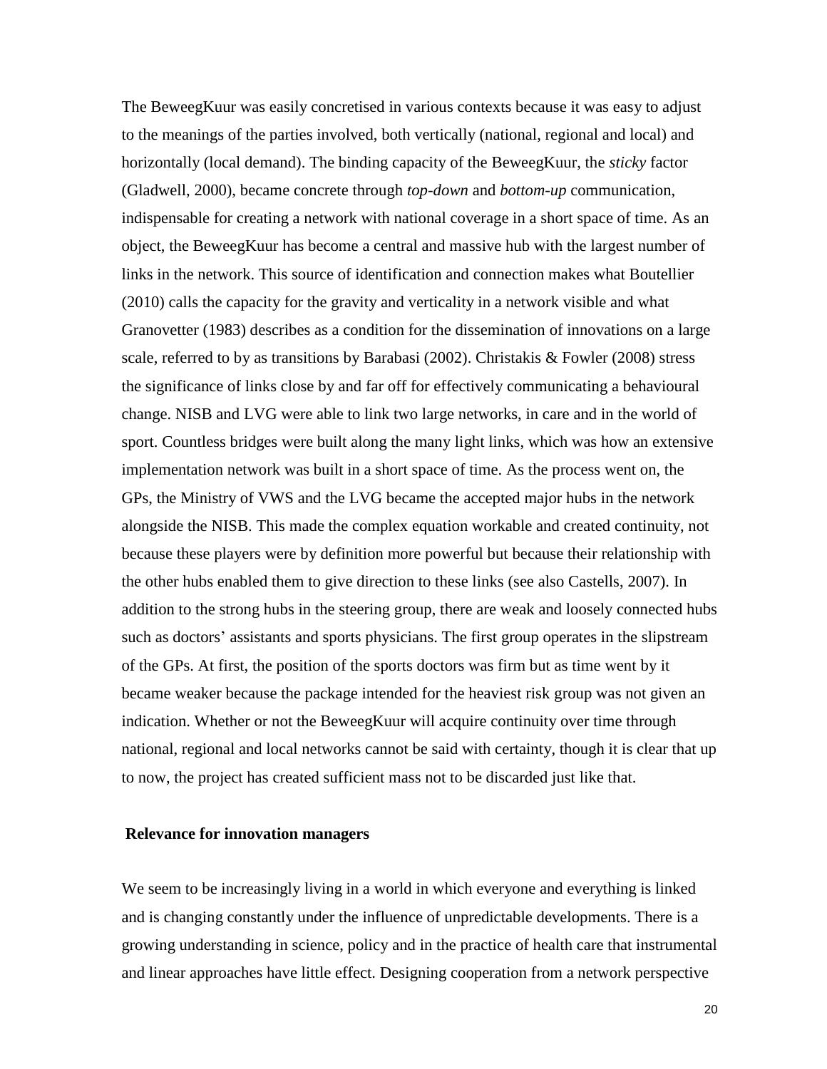The BeweegKuur was easily concretised in various contexts because it was easy to adjust to the meanings of the parties involved, both vertically (national, regional and local) and horizontally (local demand). The binding capacity of the BeweegKuur, the *sticky* factor (Gladwell, 2000), became concrete through *top-down* and *bottom-up* communication, indispensable for creating a network with national coverage in a short space of time. As an object, the BeweegKuur has become a central and massive hub with the largest number of links in the network. This source of identification and connection makes what Boutellier (2010) calls the capacity for the gravity and verticality in a network visible and what Granovetter (1983) describes as a condition for the dissemination of innovations on a large scale, referred to by as transitions by Barabasi (2002). Christakis & Fowler (2008) stress the significance of links close by and far off for effectively communicating a behavioural change. NISB and LVG were able to link two large networks, in care and in the world of sport. Countless bridges were built along the many light links, which was how an extensive implementation network was built in a short space of time. As the process went on, the GPs, the Ministry of VWS and the LVG became the accepted major hubs in the network alongside the NISB. This made the complex equation workable and created continuity, not because these players were by definition more powerful but because their relationship with the other hubs enabled them to give direction to these links (see also Castells, 2007). In addition to the strong hubs in the steering group, there are weak and loosely connected hubs such as doctors' assistants and sports physicians. The first group operates in the slipstream of the GPs. At first, the position of the sports doctors was firm but as time went by it became weaker because the package intended for the heaviest risk group was not given an indication. Whether or not the BeweegKuur will acquire continuity over time through national, regional and local networks cannot be said with certainty, though it is clear that up to now, the project has created sufficient mass not to be discarded just like that.

## Relevance for innovation managers

We seem to be increasingly living in a world in which everyone and everything is linked and is changing constantly under the influence of unpredictable developments. There is a growing understanding in science, policy and in the practice of health care that instrumental and linear approaches have little effect. Designing cooperation from a network perspective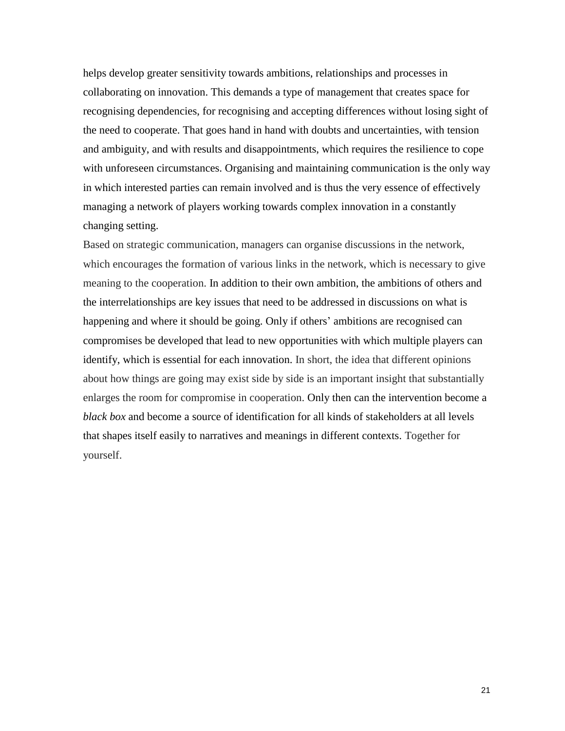helps develop greater sensitivity towards ambitions, relationships and processes in collaborating on innovation. This demands a type of management that creates space for recognising dependencies, for recognising and accepting differences without losing sight of the need to cooperate. That goes hand in hand with doubts and uncertainties, with tension and ambiguity, and with results and disappointments, which requires the resilience to cope with unforeseen circumstances. Organising and maintaining communication is the only way in which interested parties can remain involved and is thus the very essence of effectively managing a network of players working towards complex innovation in a constantly changing setting.

Based on strategic communication, managers can organise discussions in the network, which encourages the formation of various links in the network, which is necessary to give meaning to the cooperation. In addition to their own ambition, the ambitions of others and the interrelationships are key issues that need to be addressed in discussions on what is happening and where it should be going. Only if others' ambitions are recognised can compromises be developed that lead to new opportunities with which multiple players can identify, which is essential for each innovation. In short, the idea that different opinions about how things are going may exist side by side is an important insight that substantially enlarges the room for compromise in cooperation. Only then can the intervention become a *black box* and become a source of identification for all kinds of stakeholders at all levels that shapes itself easily to narratives and meanings in different contexts. Together for yourself.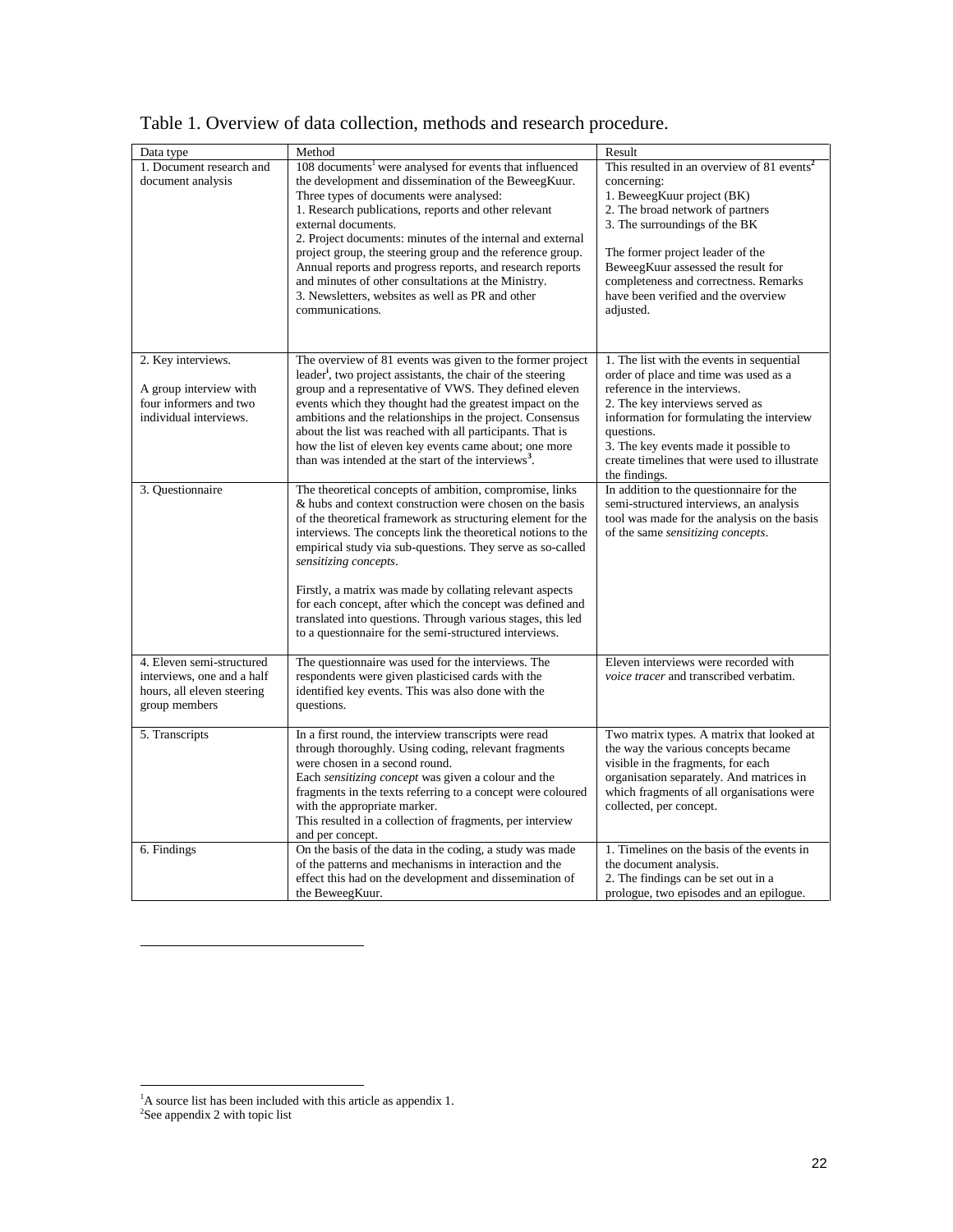Table 1. Overview of data collection, methods and research procedure.

| Data type | Method | Result |
|---|---|---|
| 1. Document research and document analysis | 108 documents[1] were analysed for events that influenced the development and dissemination of the BeweegKuur. Three types of documents were analysed:<br>1. Research publications, reports and other relevant external documents.<br>2. Project documents: minutes of the internal and external project group, the steering group and the reference group. Annual reports and progress reports, and research reports and minutes of other consultations at the Ministry.<br>3. Newsletters, websites as well as PR and other communications. | This resulted in an overview of 81 events[2] concerning:<br>1. BeweegKuur project (BK)<br>2. The broad network of partners<br>3. The surroundings of the BK<br><br>The former project leader of the BeweegKuur assessed the result for completeness and correctness. Remarks have been verified and the overview adjusted. |
| 2. Key interviews.<br><br>A group interview with four informers and two individual interviews. | The overview of 81 events was given to the former project leader[1], two project assistants, the chair of the steering group and a representative of VWS. They defined eleven events which they thought had the greatest impact on the ambitions and the relationships in the project. Consensus about the list was reached with all participants. That is how the list of eleven key events came about; one more than was intended at the start of the interviews[3]. | 1. The list with the events in sequential order of place and time was used as a reference in the interviews.<br>2. The key interviews served as information for formulating the interview questions.<br>3. The key events made it possible to create timelines that were used to illustrate the findings. |
| 3. Questionnaire | The theoretical concepts of ambition, compromise, links & hubs and context construction were chosen on the basis of the theoretical framework as structuring element for the interviews. The concepts link the theoretical notions to the empirical study via sub-questions. They serve as so-called *sensitizing concepts*.<br><br>Firstly, a matrix was made by collating relevant aspects for each concept, after which the concept was defined and translated into questions. Through various stages, this led to a questionnaire for the semi-structured interviews. | In addition to the questionnaire for the semi-structured interviews, an analysis tool was made for the analysis on the basis of the same *sensitizing concepts*. |
| 4. Eleven semi-structured interviews, one and a half hours, all eleven steering group members | The questionnaire was used for the interviews. The respondents were given plasticised cards with the identified key events. This was also done with the questions. | Eleven interviews were recorded with *voice tracer* and transcribed verbatim. |
| 5. Transcripts | In a first round, the interview transcripts were read through thoroughly. Using coding, relevant fragments were chosen in a second round.<br>Each *sensitizing concept* was given a colour and the fragments in the texts referring to a concept were coloured with the appropriate marker.<br>This resulted in a collection of fragments, per interview and per concept. | Two matrix types. A matrix that looked at the way the various concepts became visible in the fragments, for each organisation separately. And matrices in which fragments of all organisations were collected, per concept. |
| 6. Findings | On the basis of the data in the coding, a study was made of the patterns and mechanisms in interaction and the effect this had on the development and dissemination of the BeweegKuur. | 1. Timelines on the basis of the events in the document analysis.<br>2. The findings can be set out in a prologue, two episodes and an epilogue. |

[1]A source list has been included with this article as appendix 1.
[2]See appendix 2 with topic list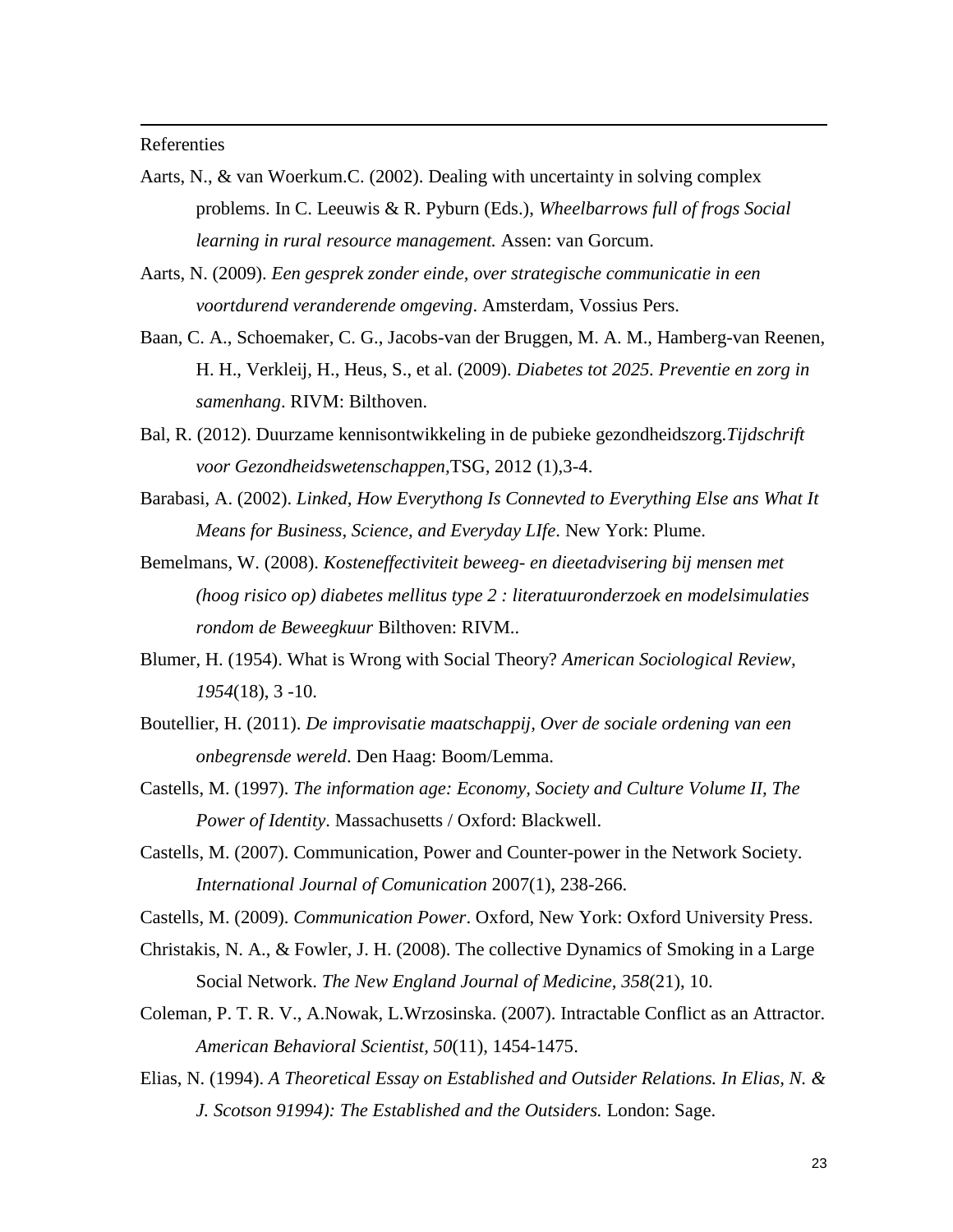Referenties

Aarts, N., & van Woerkum.C. (2002). Dealing with uncertainty in solving complex problems. In C. Leeuwis & R. Pyburn (Eds.), *Wheelbarrows full of frogs Social learning in rural resource management.* Assen: van Gorcum.

Aarts, N. (2009). *Een gesprek zonder einde, over strategische communicatie in een voortdurend veranderende omgeving*. Amsterdam, Vossius Pers.

Baan, C. A., Schoemaker, C. G., Jacobs-van der Bruggen, M. A. M., Hamberg-van Reenen, H. H., Verkleij, H., Heus, S., et al. (2009). *Diabetes tot 2025. Preventie en zorg in samenhang*. RIVM: Bilthoven.

Bal, R. (2012). Duurzame kennisontwikkeling in de pubieke gezondheidszorg.*Tijdschrift voor Gezondheidswetenschappen*,TSG, 2012 (1),3-4.

Barabasi, A. (2002). *Linked, How Everythong Is Connevted to Everything Else ans What It Means for Business, Science, and Everyday LIfe*. New York: Plume.

Bemelmans, W. (2008). *Kosteneffectiviteit beweeg- en dieetadvisering bij mensen met (hoog risico op) diabetes mellitus type 2 : literatuuronderzoek en modelsimulaties rondom de Beweegkuur* Bilthoven: RIVM..

Blumer, H. (1954). What is Wrong with Social Theory? *American Sociological Review, 1954*(18), 3 -10.

Boutellier, H. (2011). *De improvisatie maatschappij, Over de sociale ordening van een onbegrensde wereld*. Den Haag: Boom/Lemma.

Castells, M. (1997). *The information age: Economy, Society and Culture Volume II, The Power of Identity*. Massachusetts / Oxford: Blackwell.

Castells, M. (2007). Communication, Power and Counter-power in the Network Society. *International Journal of Comunication* 2007(1), 238-266.

Castells, M. (2009). *Communication Power*. Oxford, New York: Oxford University Press.

Christakis, N. A., & Fowler, J. H. (2008). The collective Dynamics of Smoking in a Large Social Network. *The New England Journal of Medicine, 358*(21), 10.

Coleman, P. T. R. V., A.Nowak, L.Wrzosinska. (2007). Intractable Conflict as an Attractor. *American Behavioral Scientist, 50*(11), 1454-1475.

Elias, N. (1994). *A Theoretical Essay on Established and Outsider Relations. In Elias, N. & J. Scotson 91994): The Established and the Outsiders.* London: Sage.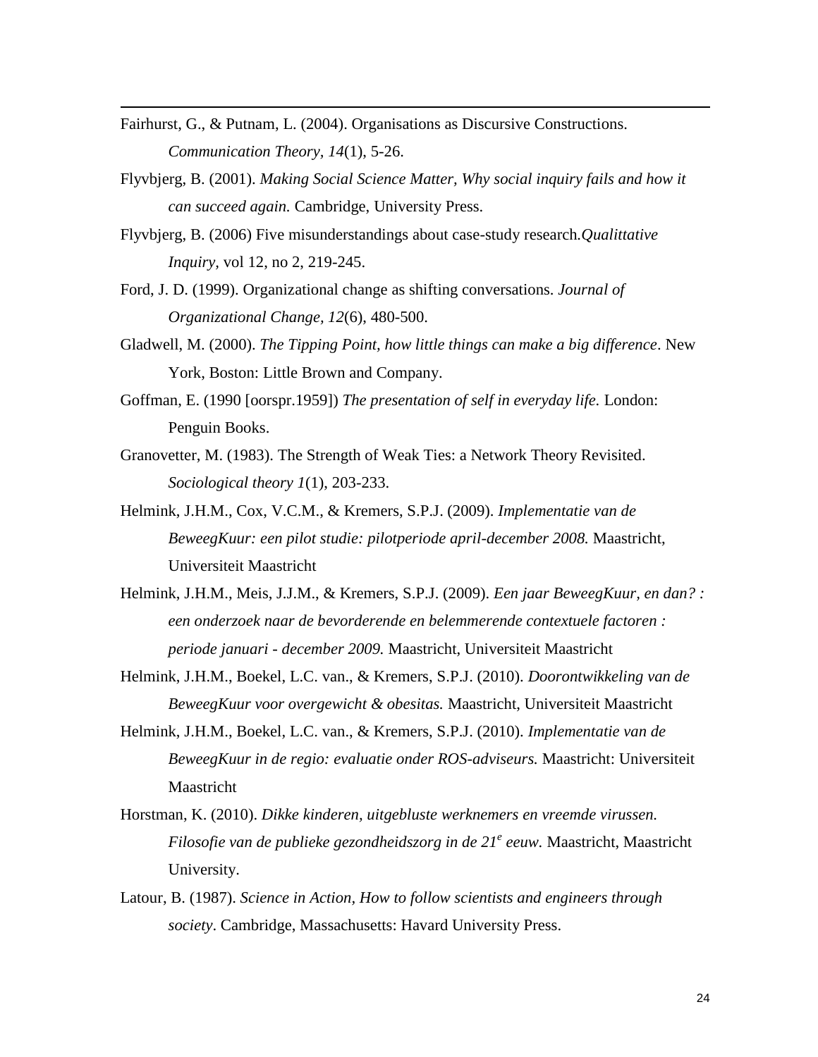Fairhurst, G., & Putnam, L. (2004). Organisations as Discursive Constructions. *Communication Theory*, *14*(1), 5-26.

Flyvbjerg, B. (2001). *Making Social Science Matter, Why social inquiry fails and how it can succeed again.* Cambridge, University Press.

Flyvbjerg, B. (2006) Five misunderstandings about case-study research.*Qualittative Inquiry*, vol 12, no 2, 219-245.

Ford, J. D. (1999). Organizational change as shifting conversations. *Journal of Organizational Change, 12*(6), 480-500.

Gladwell, M. (2000). *The Tipping Point, how little things can make a big difference*. New York, Boston: Little Brown and Company.

Goffman, E. (1990 [oorspr.1959]) *The presentation of self in everyday life.* London: Penguin Books.

Granovetter, M. (1983). The Strength of Weak Ties: a Network Theory Revisited. *Sociological theory 1*(1), 203-233.

Helmink, J.H.M., Cox, V.C.M., & Kremers, S.P.J. (2009). *Implementatie van de BeweegKuur: een pilot studie: pilotperiode april-december 2008.* Maastricht, Universiteit Maastricht

Helmink, J.H.M., Meis, J.J.M., & Kremers, S.P.J. (2009). *Een jaar BeweegKuur, en dan? : een onderzoek naar de bevorderende en belemmerende contextuele factoren : periode januari - december 2009.* Maastricht, Universiteit Maastricht

Helmink, J.H.M., Boekel, L.C. van., & Kremers, S.P.J. (2010). *Doorontwikkeling van de BeweegKuur voor overgewicht & obesitas.* Maastricht, Universiteit Maastricht

Helmink, J.H.M., Boekel, L.C. van., & Kremers, S.P.J. (2010). *Implementatie van de BeweegKuur in de regio: evaluatie onder ROS-adviseurs.* Maastricht: Universiteit Maastricht

Horstman, K. (2010). *Dikke kinderen, uitgebluste werknemers en vreemde virussen. Filosofie van de publieke gezondheidszorg in de 21e eeuw*. Maastricht, Maastricht University.

Latour, B. (1987). *Science in Action, How to follow scientists and engineers through society*. Cambridge, Massachusetts: Havard University Press.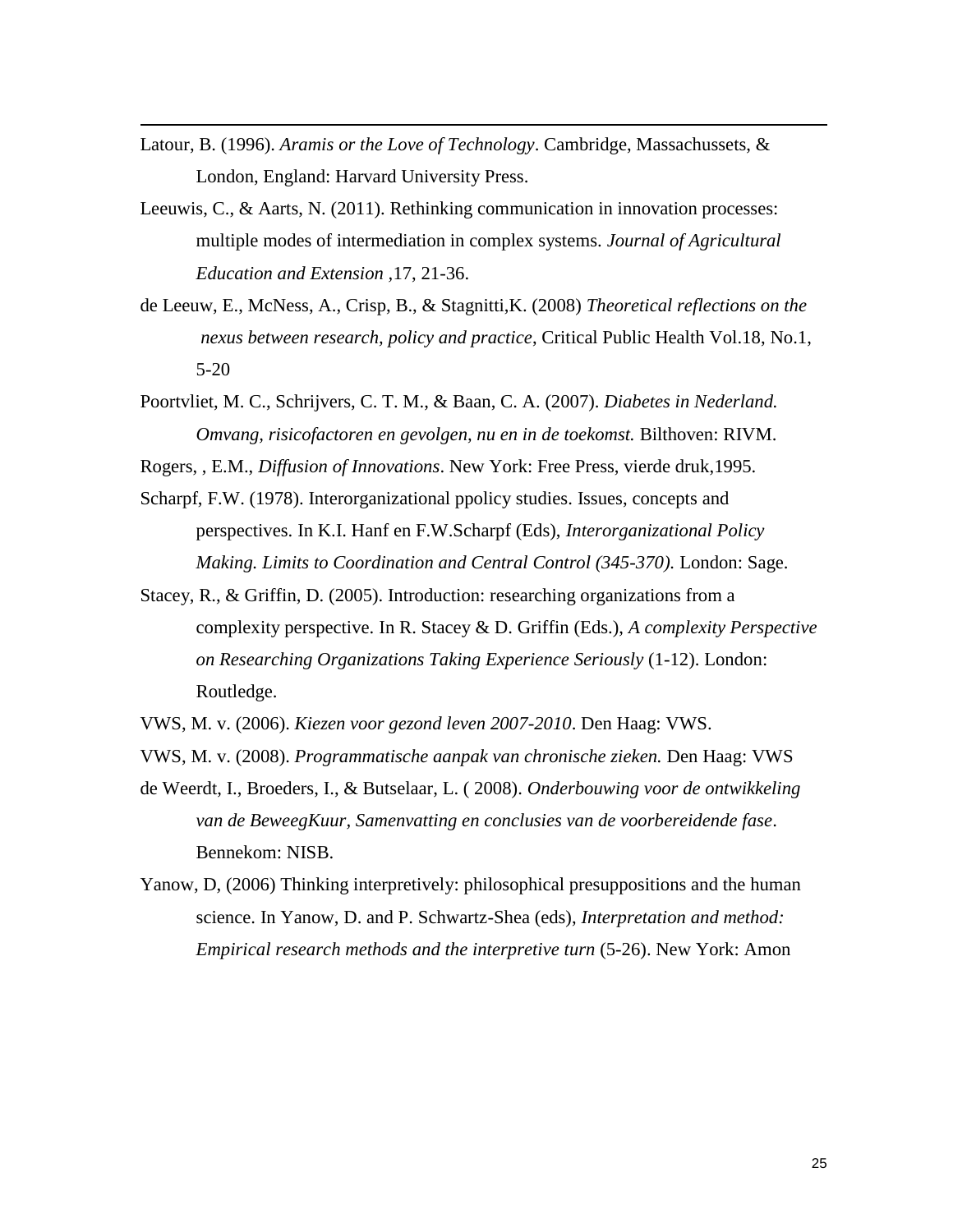Latour, B. (1996). *Aramis or the Love of Technology*. Cambridge, Massachussets, & London, England: Harvard University Press.

Leeuwis, C., & Aarts, N. (2011). Rethinking communication in innovation processes: multiple modes of intermediation in complex systems. *Journal of Agricultural Education and Extension* ,17, 21-36.

de Leeuw, E., McNess, A., Crisp, B., & Stagnitti,K. (2008) *Theoretical reflections on the nexus between research, policy and practice*, Critical Public Health Vol.18, No.1, 5-20

Poortvliet, M. C., Schrijvers, C. T. M., & Baan, C. A. (2007). *Diabetes in Nederland. Omvang, risicofactoren en gevolgen, nu en in de toekomst.* Bilthoven: RIVM.

Rogers, , E.M., *Diffusion of Innovations*. New York: Free Press, vierde druk,1995.

Scharpf, F.W. (1978). Interorganizational ppolicy studies. Issues, concepts and perspectives. In K.I. Hanf en F.W.Scharpf (Eds), *Interorganizational Policy Making. Limits to Coordination and Central Control (345-370).* London: Sage.

Stacey, R., & Griffin, D. (2005). Introduction: researching organizations from a complexity perspective. In R. Stacey & D. Griffin (Eds.), *A complexity Perspective on Researching Organizations Taking Experience Seriously* (1-12). London: Routledge.

VWS, M. v. (2006). *Kiezen voor gezond leven 2007-2010*. Den Haag: VWS.

VWS, M. v. (2008). *Programmatische aanpak van chronische zieken.* Den Haag: VWS

de Weerdt, I., Broeders, I., & Butselaar, L. ( 2008). *Onderbouwing voor de ontwikkeling van de BeweegKuur, Samenvatting en conclusies van de voorbereidende fase*. Bennekom: NISB.

Yanow, D, (2006) Thinking interpretively: philosophical presuppositions and the human science. In Yanow, D. and P. Schwartz-Shea (eds), *Interpretation and method: Empirical research methods and the interpretive turn* (5-26). New York: Amon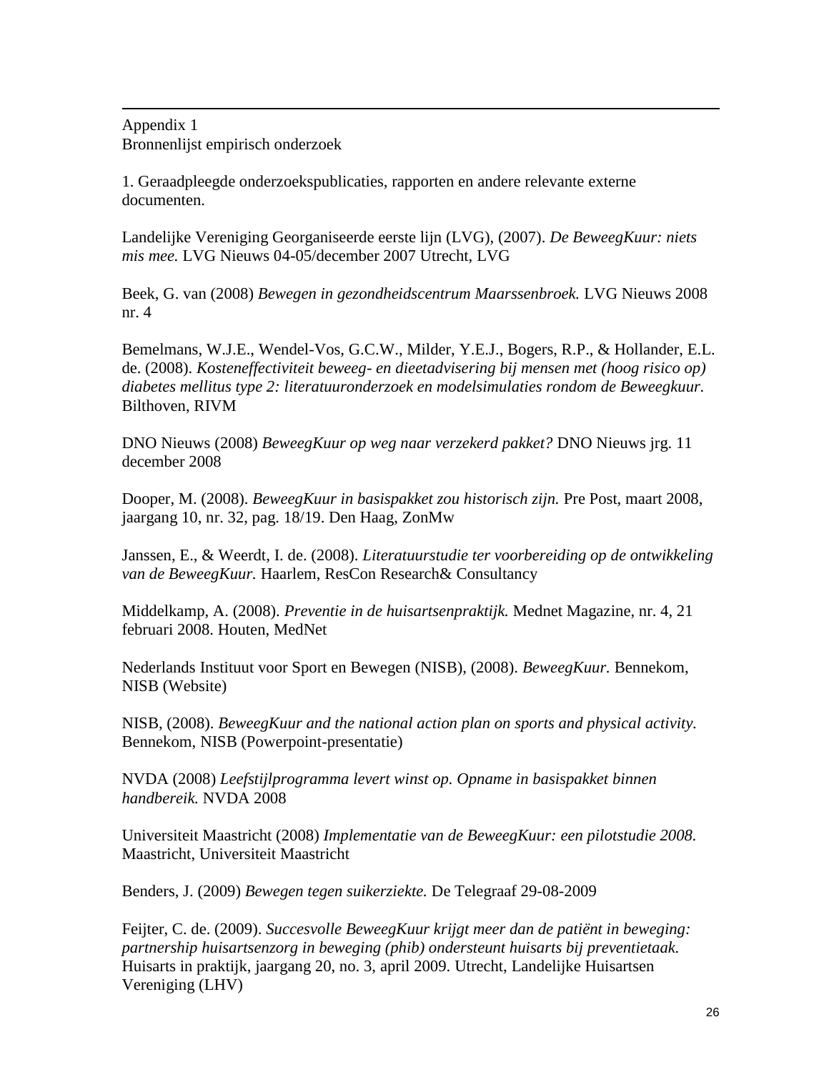Appendix 1
Bronnenlijst empirisch onderzoek

1. Geraadpleegde onderzoekspublicaties, rapporten en andere relevante externe documenten.

Landelijke Vereniging Georganiseerde eerste lijn (LVG), (2007). *De BeweegKuur: niets mis mee.* LVG Nieuws 04-05/december 2007 Utrecht, LVG

Beek, G. van (2008) *Bewegen in gezondheidscentrum Maarssenbroek.* LVG Nieuws 2008 nr. 4

Bemelmans, W.J.E., Wendel-Vos, G.C.W., Milder, Y.E.J., Bogers, R.P., & Hollander, E.L. de. (2008). *Kosteneffectiviteit beweeg- en dieetadvisering bij mensen met (hoog risico op) diabetes mellitus type 2: literatuuronderzoek en modelsimulaties rondom de Beweegkuur.* Bilthoven, RIVM

DNO Nieuws (2008) *BeweegKuur op weg naar verzekerd pakket?* DNO Nieuws jrg. 11 december 2008

Dooper, M. (2008). *BeweegKuur in basispakket zou historisch zijn.* Pre Post, maart 2008, jaargang 10, nr. 32, pag. 18/19. Den Haag, ZonMw

Janssen, E., & Weerdt, I. de. (2008). *Literatuurstudie ter voorbereiding op de ontwikkeling van de BeweegKuur.* Haarlem, ResCon Research& Consultancy

Middelkamp, A. (2008). *Preventie in de huisartsenpraktijk.* Mednet Magazine, nr. 4, 21 februari 2008. Houten, MedNet

Nederlands Instituut voor Sport en Bewegen (NISB), (2008). *BeweegKuur.* Bennekom, NISB (Website)

NISB, (2008). *BeweegKuur and the national action plan on sports and physical activity.* Bennekom, NISB (Powerpoint-presentatie)

NVDA (2008) *Leefstijlprogramma levert winst op. Opname in basispakket binnen handbereik.* NVDA 2008

Universiteit Maastricht (2008) *Implementatie van de BeweegKuur: een pilotstudie 2008.* Maastricht, Universiteit Maastricht

Benders, J. (2009) *Bewegen tegen suikerziekte.* De Telegraaf 29-08-2009

Feijter, C. de. (2009). *Succesvolle BeweegKuur krijgt meer dan de patiënt in beweging: partnership huisartsenzorg in beweging (phib) ondersteunt huisarts bij preventietaak.* Huisarts in praktijk, jaargang 20, no. 3, april 2009. Utrecht, Landelijke Huisartsen Vereniging (LHV)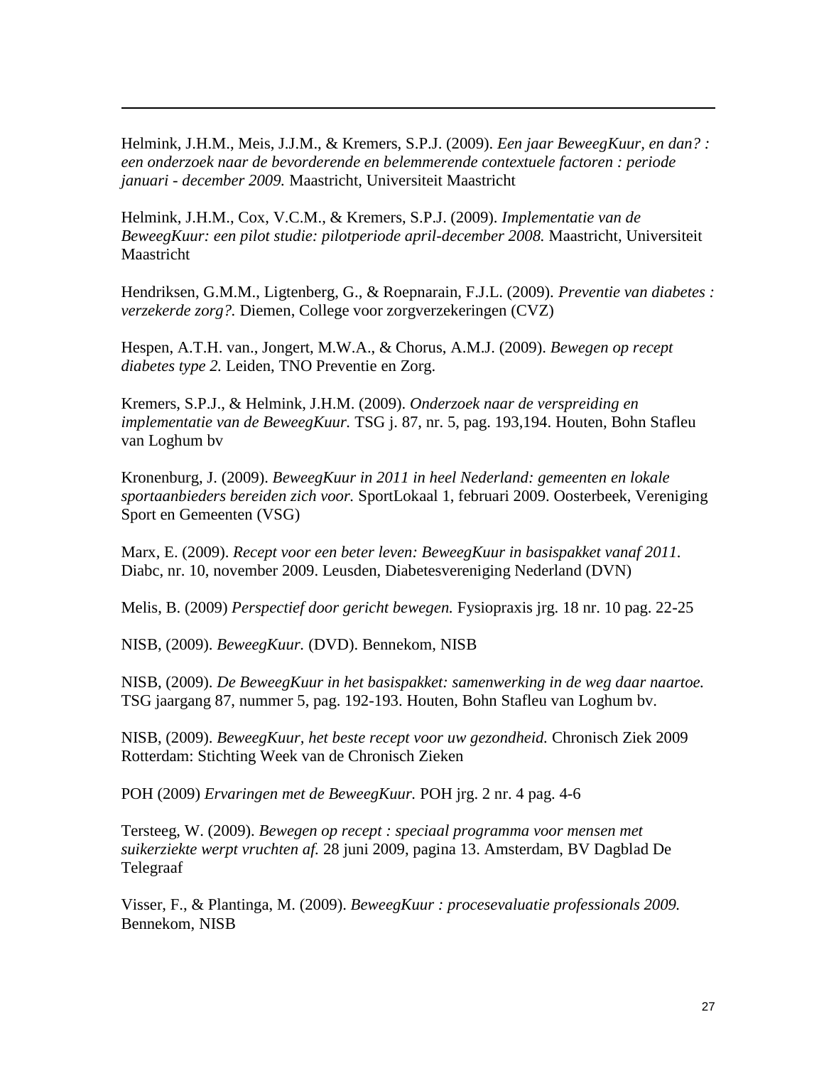Helmink, J.H.M., Meis, J.J.M., & Kremers, S.P.J. (2009). *Een jaar BeweegKuur, en dan? : een onderzoek naar de bevorderende en belemmerende contextuele factoren : periode januari - december 2009.* Maastricht, Universiteit Maastricht

Helmink, J.H.M., Cox, V.C.M., & Kremers, S.P.J. (2009). *Implementatie van de BeweegKuur: een pilot studie: pilotperiode april-december 2008.* Maastricht, Universiteit Maastricht

Hendriksen, G.M.M., Ligtenberg, G., & Roepnarain, F.J.L. (2009). *Preventie van diabetes : verzekerde zorg?.* Diemen, College voor zorgverzekeringen (CVZ)

Hespen, A.T.H. van., Jongert, M.W.A., & Chorus, A.M.J. (2009). *Bewegen op recept diabetes type 2.* Leiden, TNO Preventie en Zorg.

Kremers, S.P.J., & Helmink, J.H.M. (2009). *Onderzoek naar de verspreiding en implementatie van de BeweegKuur.* TSG j. 87, nr. 5, pag. 193,194. Houten, Bohn Stafleu van Loghum bv

Kronenburg, J. (2009). *BeweegKuur in 2011 in heel Nederland: gemeenten en lokale sportaanbieders bereiden zich voor.* SportLokaal 1, februari 2009. Oosterbeek, Vereniging Sport en Gemeenten (VSG)

Marx, E. (2009). *Recept voor een beter leven: BeweegKuur in basispakket vanaf 2011.* Diabc, nr. 10, november 2009. Leusden, Diabetesvereniging Nederland (DVN)

Melis, B. (2009) *Perspectief door gericht bewegen.* Fysiopraxis jrg. 18 nr. 10 pag. 22-25

NISB, (2009). *BeweegKuur.* (DVD). Bennekom, NISB

NISB, (2009). *De BeweegKuur in het basispakket: samenwerking in de weg daar naartoe.* TSG jaargang 87, nummer 5, pag. 192-193. Houten, Bohn Stafleu van Loghum bv.

NISB, (2009). *BeweegKuur, het beste recept voor uw gezondheid.* Chronisch Ziek 2009 Rotterdam: Stichting Week van de Chronisch Zieken

POH (2009) *Ervaringen met de BeweegKuur.* POH jrg. 2 nr. 4 pag. 4-6

Tersteeg, W. (2009). *Bewegen op recept : speciaal programma voor mensen met suikerziekte werpt vruchten af.* 28 juni 2009, pagina 13. Amsterdam, BV Dagblad De Telegraaf

Visser, F., & Plantinga, M. (2009). *BeweegKuur : procesevaluatie professionals 2009.* Bennekom, NISB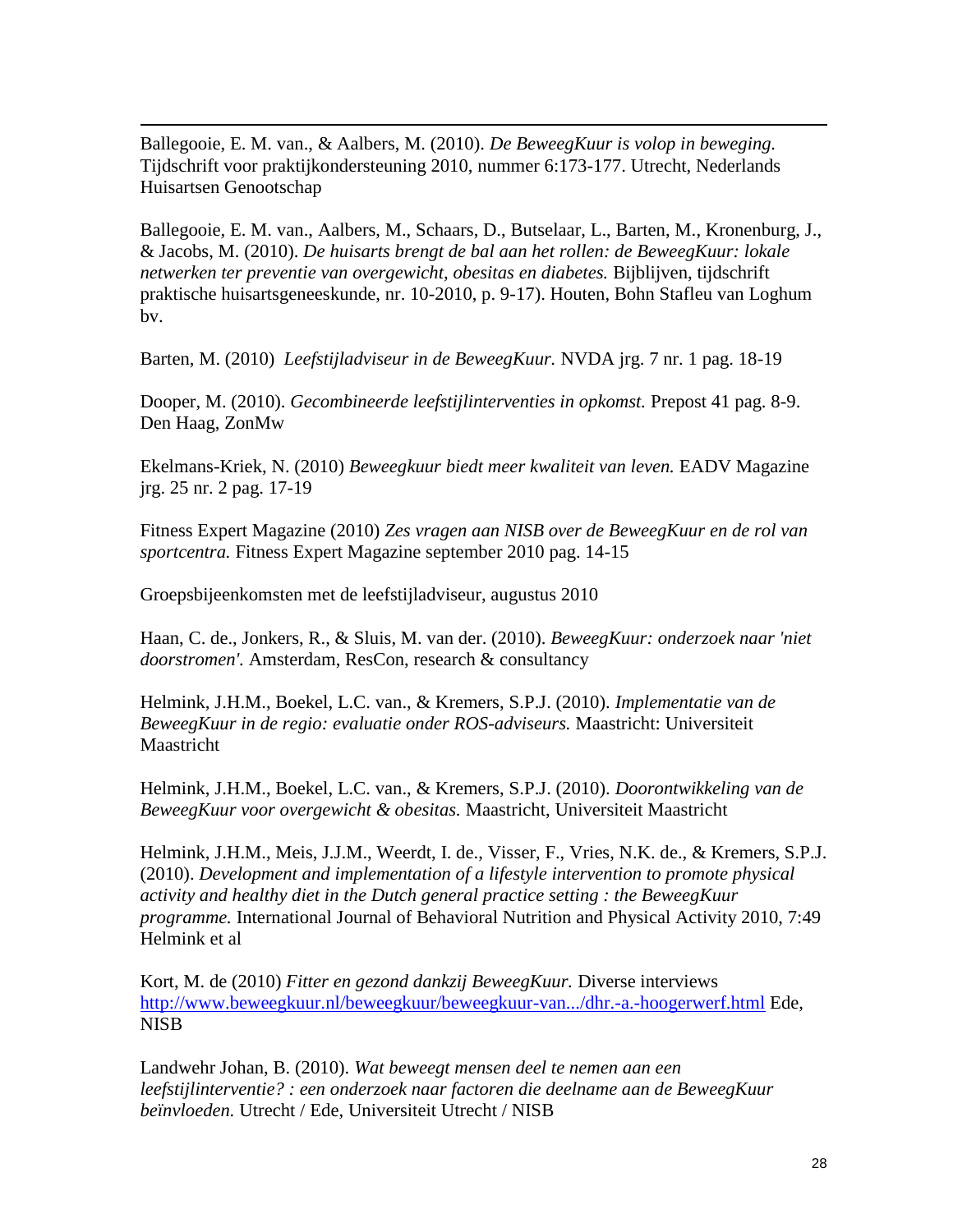Ballegooie, E. M. van., & Aalbers, M. (2010). *De BeweegKuur is volop in beweging.* Tijdschrift voor praktijkondersteuning 2010, nummer 6:173-177. Utrecht, Nederlands Huisartsen Genootschap

Ballegooie, E. M. van., Aalbers, M., Schaars, D., Butselaar, L., Barten, M., Kronenburg, J., & Jacobs, M. (2010). *De huisarts brengt de bal aan het rollen: de BeweegKuur: lokale netwerken ter preventie van overgewicht, obesitas en diabetes.* Bijblijven, tijdschrift praktische huisartsgeneeskunde, nr. 10-2010, p. 9-17). Houten, Bohn Stafleu van Loghum bv.

Barten, M. (2010) *Leefstijladviseur in de BeweegKuur.* NVDA jrg. 7 nr. 1 pag. 18-19

Dooper, M. (2010). *Gecombineerde leefstijlinterventies in opkomst.* Prepost 41 pag. 8-9. Den Haag, ZonMw

Ekelmans-Kriek, N. (2010) *Beweegkuur biedt meer kwaliteit van leven.* EADV Magazine jrg. 25 nr. 2 pag. 17-19

Fitness Expert Magazine (2010) *Zes vragen aan NISB over de BeweegKuur en de rol van sportcentra.* Fitness Expert Magazine september 2010 pag. 14-15

Groepsbijeenkomsten met de leefstijladviseur, augustus 2010

Haan, C. de., Jonkers, R., & Sluis, M. van der. (2010). *BeweegKuur: onderzoek naar 'niet doorstromen'.* Amsterdam, ResCon, research & consultancy

Helmink, J.H.M., Boekel, L.C. van., & Kremers, S.P.J. (2010). *Implementatie van de BeweegKuur in de regio: evaluatie onder ROS-adviseurs.* Maastricht: Universiteit Maastricht

Helmink, J.H.M., Boekel, L.C. van., & Kremers, S.P.J. (2010). *Doorontwikkeling van de BeweegKuur voor overgewicht & obesitas.* Maastricht, Universiteit Maastricht

Helmink, J.H.M., Meis, J.J.M., Weerdt, I. de., Visser, F., Vries, N.K. de., & Kremers, S.P.J. (2010). *Development and implementation of a lifestyle intervention to promote physical activity and healthy diet in the Dutch general practice setting : the BeweegKuur programme.* International Journal of Behavioral Nutrition and Physical Activity 2010, 7:49 Helmink et al

Kort, M. de (2010) *Fitter en gezond dankzij BeweegKuur.* Diverse interviews http://www.beweegkuur.nl/beweegkuur/beweegkuur-van.../dhr.-a.-hoogerwerf.html Ede, NISB

Landwehr Johan, B. (2010). *Wat beweegt mensen deel te nemen aan een leefstijlinterventie? : een onderzoek naar factoren die deelname aan de BeweegKuur beïnvloeden.* Utrecht / Ede, Universiteit Utrecht / NISB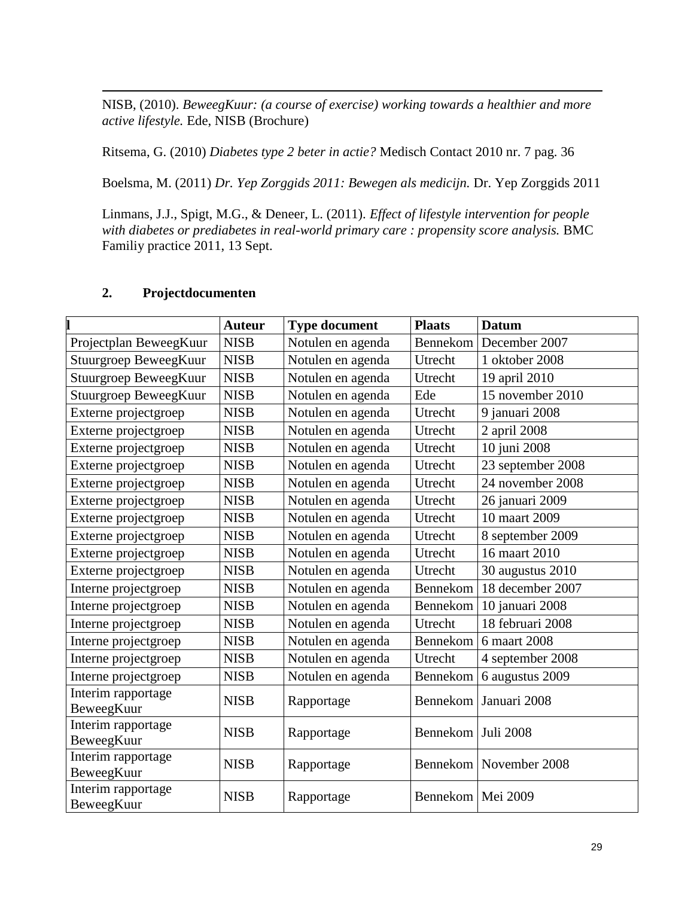NISB, (2010). *BeweegKuur: (a course of exercise) working towards a healthier and more active lifestyle.* Ede, NISB (Brochure)

Ritsema, G. (2010) *Diabetes type 2 beter in actie?* Medisch Contact 2010 nr. 7 pag. 36

Boelsma, M. (2011) *Dr. Yep Zorggids 2011: Bewegen als medicijn.* Dr. Yep Zorggids 2011

Linmans, J.J., Spigt, M.G., & Deneer, L. (2011). *Effect of lifestyle intervention for people with diabetes or prediabetes in real-world primary care : propensity score analysis.* BMC Familiy practice 2011, 13 Sept.

## 2. Projectdocumenten

| l | Auteur | Type document | Plaats | Datum |
|---|---|---|---|---|
| Projectplan BeweegKuur | NISB | Notulen en agenda | Bennekom | December 2007 |
| Stuurgroep BeweegKuur | NISB | Notulen en agenda | Utrecht | 1 oktober 2008 |
| Stuurgroep BeweegKuur | NISB | Notulen en agenda | Utrecht | 19 april 2010 |
| Stuurgroep BeweegKuur | NISB | Notulen en agenda | Ede | 15 november 2010 |
| Externe projectgroep | NISB | Notulen en agenda | Utrecht | 9 januari 2008 |
| Externe projectgroep | NISB | Notulen en agenda | Utrecht | 2 april 2008 |
| Externe projectgroep | NISB | Notulen en agenda | Utrecht | 10 juni 2008 |
| Externe projectgroep | NISB | Notulen en agenda | Utrecht | 23 september 2008 |
| Externe projectgroep | NISB | Notulen en agenda | Utrecht | 24 november 2008 |
| Externe projectgroep | NISB | Notulen en agenda | Utrecht | 26 januari 2009 |
| Externe projectgroep | NISB | Notulen en agenda | Utrecht | 10 maart 2009 |
| Externe projectgroep | NISB | Notulen en agenda | Utrecht | 8 september 2009 |
| Externe projectgroep | NISB | Notulen en agenda | Utrecht | 16 maart 2010 |
| Externe projectgroep | NISB | Notulen en agenda | Utrecht | 30 augustus 2010 |
| Interne projectgroep | NISB | Notulen en agenda | Bennekom | 18 december 2007 |
| Interne projectgroep | NISB | Notulen en agenda | Bennekom | 10 januari 2008 |
| Interne projectgroep | NISB | Notulen en agenda | Utrecht | 18 februari 2008 |
| Interne projectgroep | NISB | Notulen en agenda | Bennekom | 6 maart 2008 |
| Interne projectgroep | NISB | Notulen en agenda | Utrecht | 4 september 2008 |
| Interne projectgroep | NISB | Notulen en agenda | Bennekom | 6 augustus 2009 |
| Interim rapportage BeweegKuur | NISB | Rapportage | Bennekom | Januari 2008 |
| Interim rapportage BeweegKuur | NISB | Rapportage | Bennekom | Juli 2008 |
| Interim rapportage BeweegKuur | NISB | Rapportage | Bennekom | November 2008 |
| Interim rapportage BeweegKuur | NISB | Rapportage | Bennekom | Mei 2009 |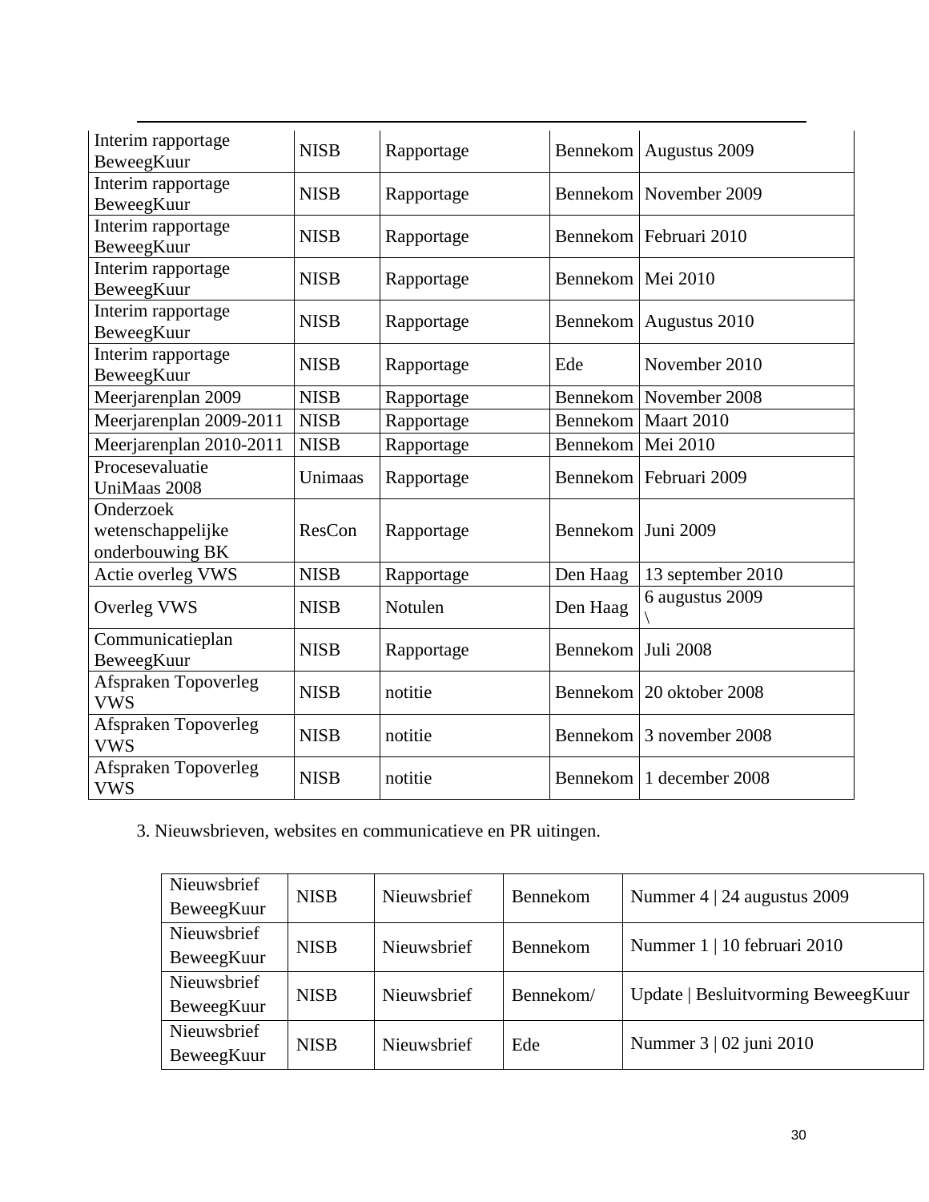| Interim rapportage BeweegKuur | NISB | Rapportage | Bennekom | Augustus 2009 |
|---|---|---|---|---|
| Interim rapportage BeweegKuur | NISB | Rapportage | Bennekom | November 2009 |
| Interim rapportage BeweegKuur | NISB | Rapportage | Bennekom | Februari 2010 |
| Interim rapportage BeweegKuur | NISB | Rapportage | Bennekom | Mei 2010 |
| Interim rapportage BeweegKuur | NISB | Rapportage | Bennekom | Augustus 2010 |
| Interim rapportage BeweegKuur | NISB | Rapportage | Ede | November 2010 |
| Meerjarenplan 2009 | NISB | Rapportage | Bennekom | November 2008 |
| Meerjarenplan 2009-2011 | NISB | Rapportage | Bennekom | Maart 2010 |
| Meerjarenplan 2010-2011 | NISB | Rapportage | Bennekom | Mei 2010 |
| Procesevaluatie UniMaas 2008 | Unimaas | Rapportage | Bennekom | Februari 2009 |
| Onderzoek wetenschappelijke onderbouwing BK | ResCon | Rapportage | Bennekom | Juni 2009 |
| Actie overleg VWS | NISB | Rapportage | Den Haag | 13 september 2010 |
| Overleg VWS | NISB | Notulen | Den Haag | 6 augustus 2009 \ |
| Communicatieplan BeweegKuur | NISB | Rapportage | Bennekom | Juli 2008 |
| Afspraken Topoverleg VWS | NISB | notitie | Bennekom | 20 oktober 2008 |
| Afspraken Topoverleg VWS | NISB | notitie | Bennekom | 3 november 2008 |
| Afspraken Topoverleg VWS | NISB | notitie | Bennekom | 1 december 2008 |

3. Nieuwsbrieven, websites en communicatieve en PR uitingen.

| Nieuwsbrief BeweegKuur | NISB | Nieuwsbrief | Bennekom | Nummer 4 \| 24 augustus 2009 |
|---|---|---|---|---|
| Nieuwsbrief BeweegKuur | NISB | Nieuwsbrief | Bennekom | Nummer 1 \| 10 februari 2010 |
| Nieuwsbrief BeweegKuur | NISB | Nieuwsbrief | Bennekom/ | Update \| Besluitvorming BeweegKuur |
| Nieuwsbrief BeweegKuur | NISB | Nieuwsbrief | Ede | Nummer 3 \| 02 juni 2010 |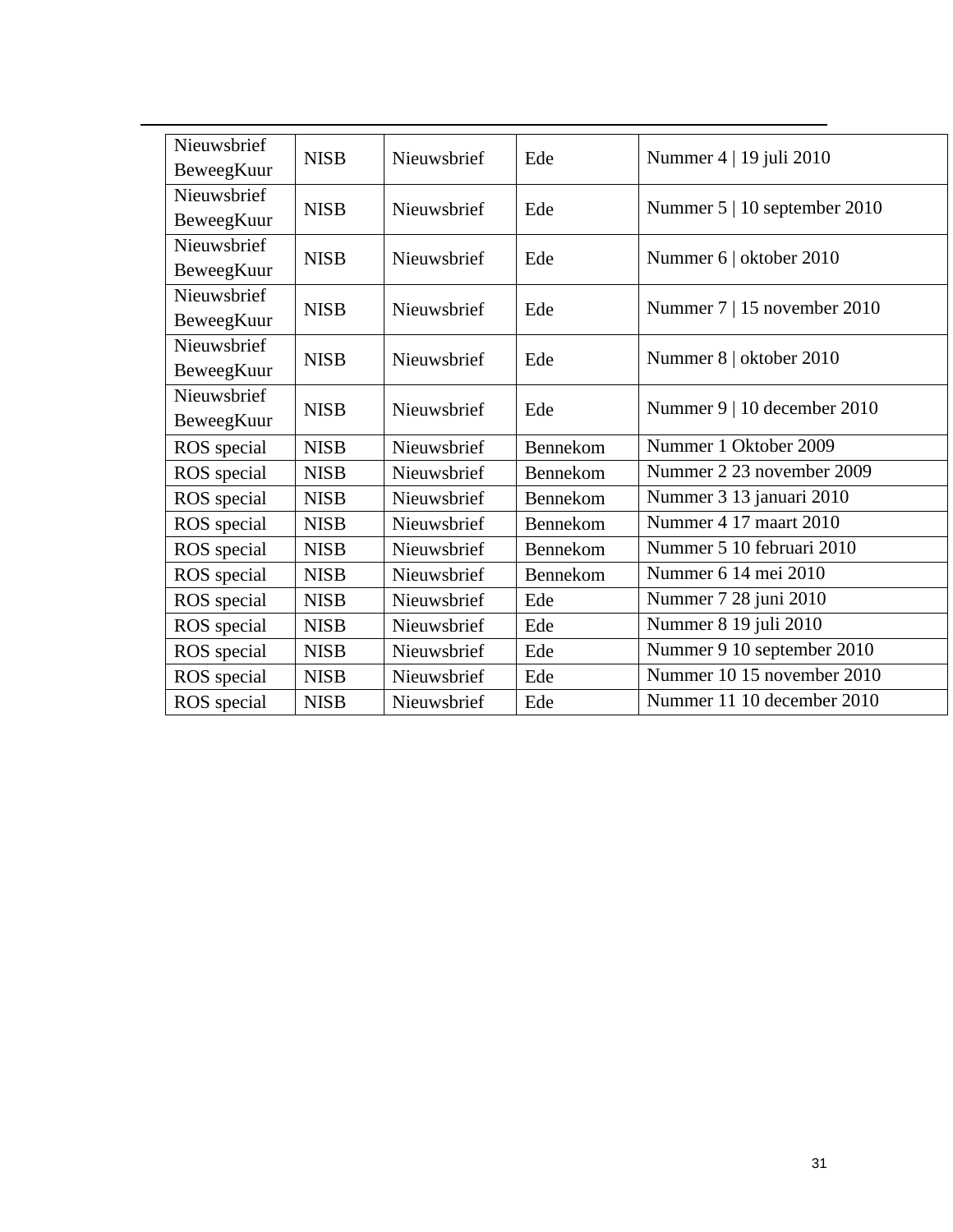| | | | | |
|---|---|---|---|---|
| Nieuwsbrief BeweegKuur | NISB | Nieuwsbrief | Ede | Nummer 4 \| 19 juli 2010 |
| Nieuwsbrief BeweegKuur | NISB | Nieuwsbrief | Ede | Nummer 5 \| 10 september 2010 |
| Nieuwsbrief BeweegKuur | NISB | Nieuwsbrief | Ede | Nummer 6 \| oktober 2010 |
| Nieuwsbrief BeweegKuur | NISB | Nieuwsbrief | Ede | Nummer 7 \| 15 november 2010 |
| Nieuwsbrief BeweegKuur | NISB | Nieuwsbrief | Ede | Nummer 8 \| oktober 2010 |
| Nieuwsbrief BeweegKuur | NISB | Nieuwsbrief | Ede | Nummer 9 \| 10 december 2010 |
| ROS special | NISB | Nieuwsbrief | Bennekom | Nummer 1 Oktober 2009 |
| ROS special | NISB | Nieuwsbrief | Bennekom | Nummer 2 23 november 2009 |
| ROS special | NISB | Nieuwsbrief | Bennekom | Nummer 3 13 januari 2010 |
| ROS special | NISB | Nieuwsbrief | Bennekom | Nummer 4 17 maart 2010 |
| ROS special | NISB | Nieuwsbrief | Bennekom | Nummer 5 10 februari 2010 |
| ROS special | NISB | Nieuwsbrief | Bennekom | Nummer 6 14 mei 2010 |
| ROS special | NISB | Nieuwsbrief | Ede | Nummer 7 28 juni 2010 |
| ROS special | NISB | Nieuwsbrief | Ede | Nummer 8 19 juli 2010 |
| ROS special | NISB | Nieuwsbrief | Ede | Nummer 9 10 september 2010 |
| ROS special | NISB | Nieuwsbrief | Ede | Nummer 10 15 november 2010 |
| ROS special | NISB | Nieuwsbrief | Ede | Nummer 11 10 december 2010 |